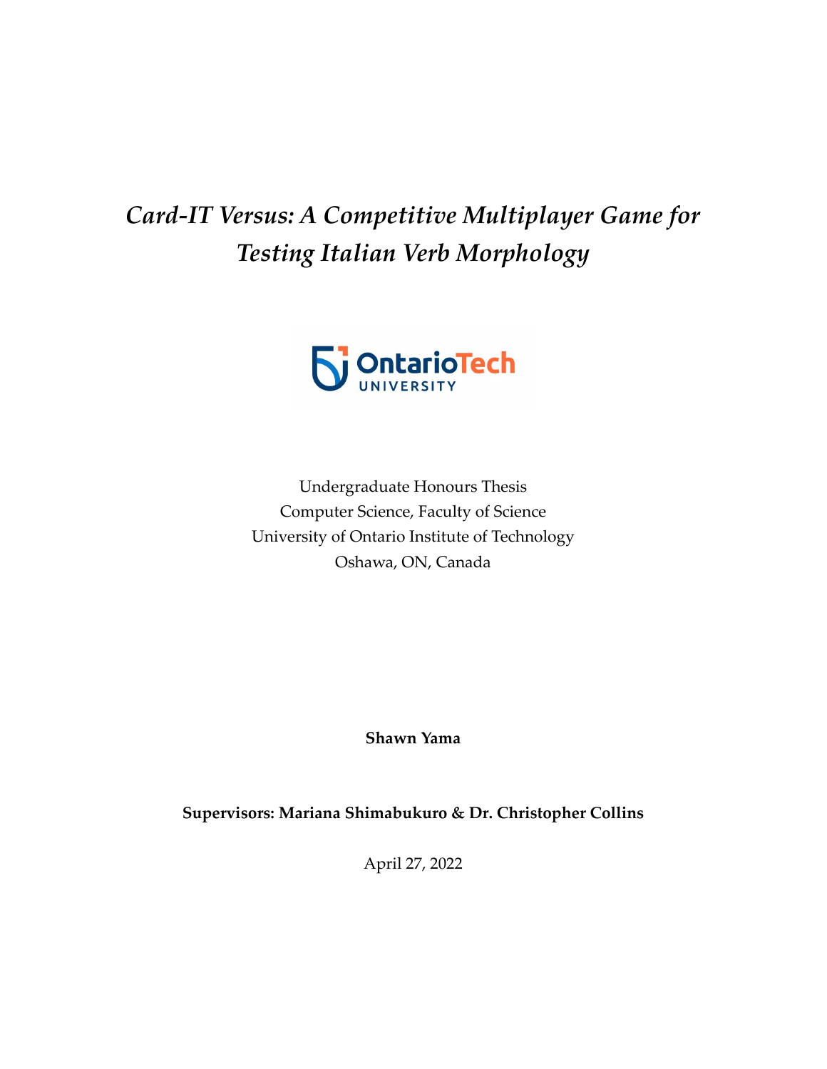# *Card-IT Versus: A Competitive Multiplayer Game for Testing Italian Verb Morphology*

Undergraduate Honours Thesis
Computer Science, Faculty of Science
University of Ontario Institute of Technology
Oshawa, ON, Canada

**Shawn Yama**

**Supervisors: Mariana Shimabukuro & Dr. Christopher Collins**

April 27, 2022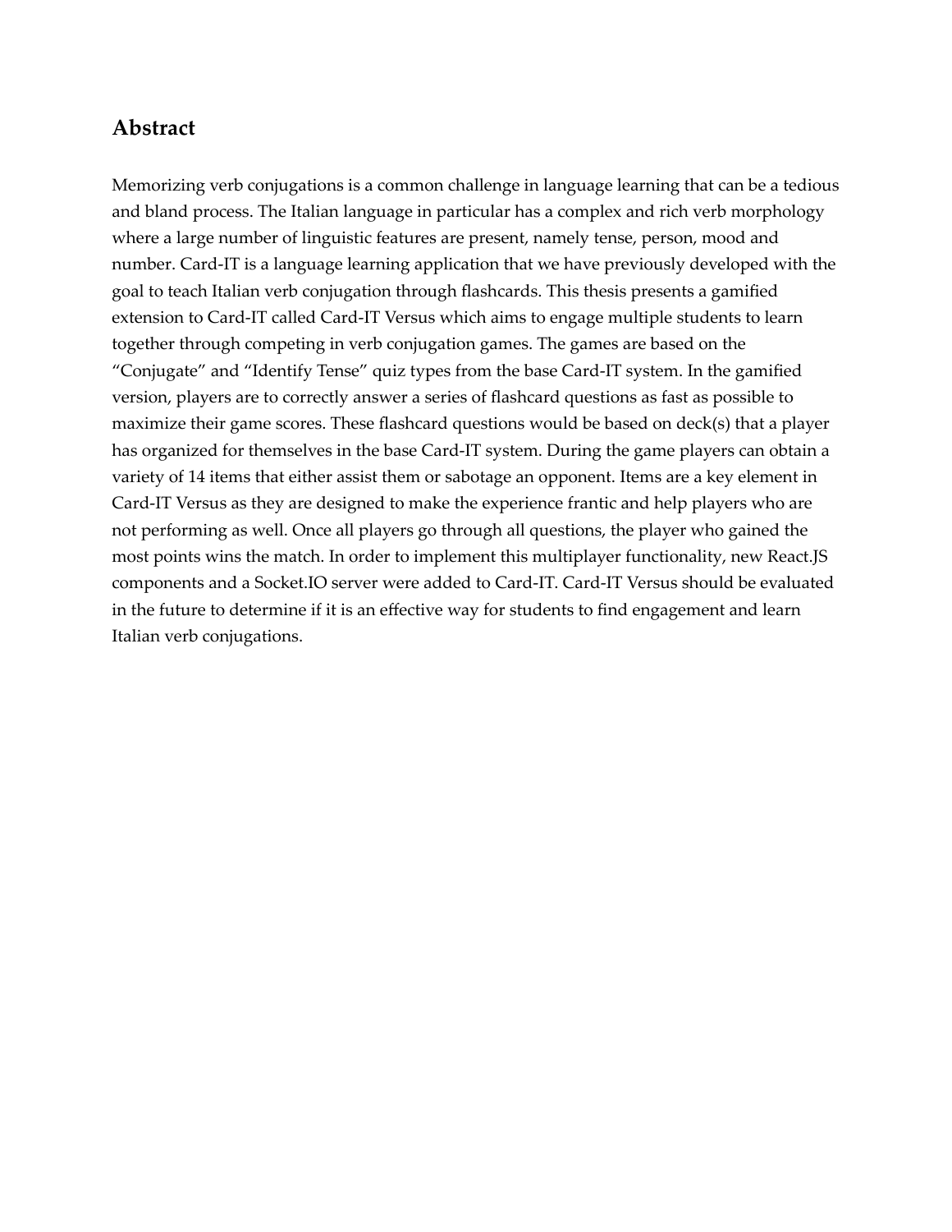## Abstract

Memorizing verb conjugations is a common challenge in language learning that can be a tedious and bland process. The Italian language in particular has a complex and rich verb morphology where a large number of linguistic features are present, namely tense, person, mood and number. Card-IT is a language learning application that we have previously developed with the goal to teach Italian verb conjugation through flashcards. This thesis presents a gamified extension to Card-IT called Card-IT Versus which aims to engage multiple students to learn together through competing in verb conjugation games. The games are based on the "Conjugate" and "Identify Tense" quiz types from the base Card-IT system. In the gamified version, players are to correctly answer a series of flashcard questions as fast as possible to maximize their game scores. These flashcard questions would be based on deck(s) that a player has organized for themselves in the base Card-IT system. During the game players can obtain a variety of 14 items that either assist them or sabotage an opponent. Items are a key element in Card-IT Versus as they are designed to make the experience frantic and help players who are not performing as well. Once all players go through all questions, the player who gained the most points wins the match. In order to implement this multiplayer functionality, new React.JS components and a Socket.IO server were added to Card-IT. Card-IT Versus should be evaluated in the future to determine if it is an effective way for students to find engagement and learn Italian verb conjugations.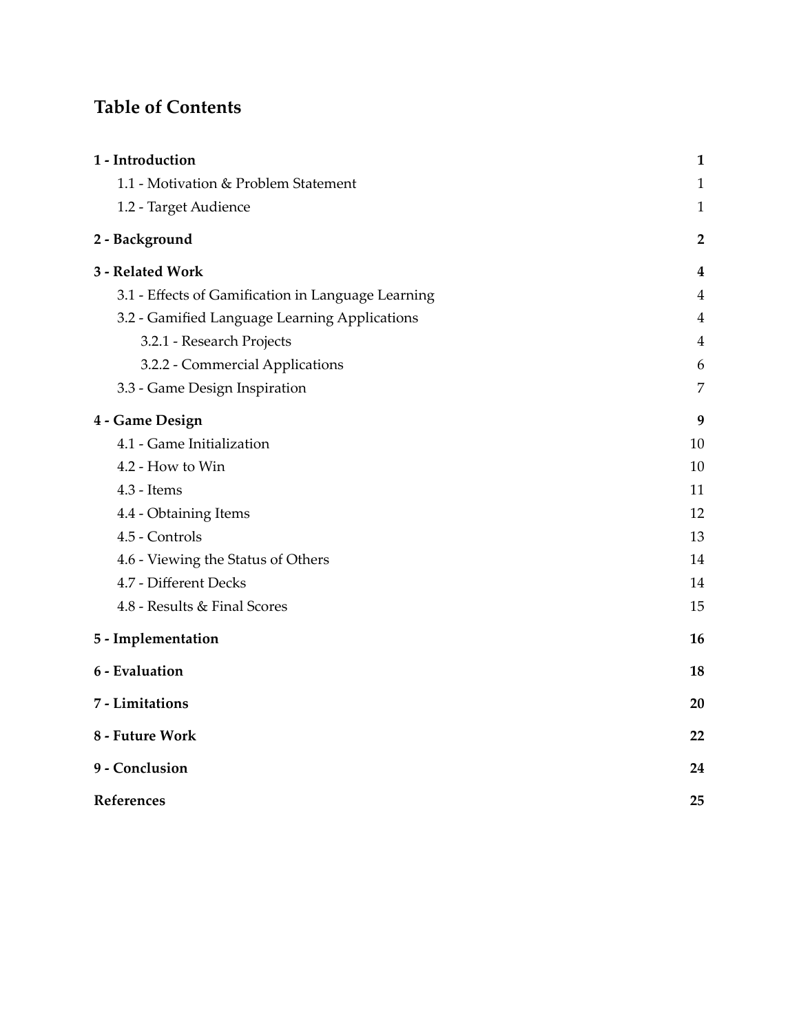# Table of Contents

| | |
|---|---|
| **1 - Introduction** | **1** |
| 1.1 - Motivation & Problem Statement | 1 |
| 1.2 - Target Audience | 1 |
| **2 - Background** | **2** |
| **3 - Related Work** | **4** |
| 3.1 - Effects of Gamification in Language Learning | 4 |
| 3.2 - Gamified Language Learning Applications | 4 |
| 3.2.1 - Research Projects | 4 |
| 3.2.2 - Commercial Applications | 6 |
| 3.3 - Game Design Inspiration | 7 |
| **4 - Game Design** | **9** |
| 4.1 - Game Initialization | 10 |
| 4.2 - How to Win | 10 |
| 4.3 - Items | 11 |
| 4.4 - Obtaining Items | 12 |
| 4.5 - Controls | 13 |
| 4.6 - Viewing the Status of Others | 14 |
| 4.7 - Different Decks | 14 |
| 4.8 - Results & Final Scores | 15 |
| **5 - Implementation** | **16** |
| **6 - Evaluation** | **18** |
| **7 - Limitations** | **20** |
| **8 - Future Work** | **22** |
| **9 - Conclusion** | **24** |
| **References** | **25** |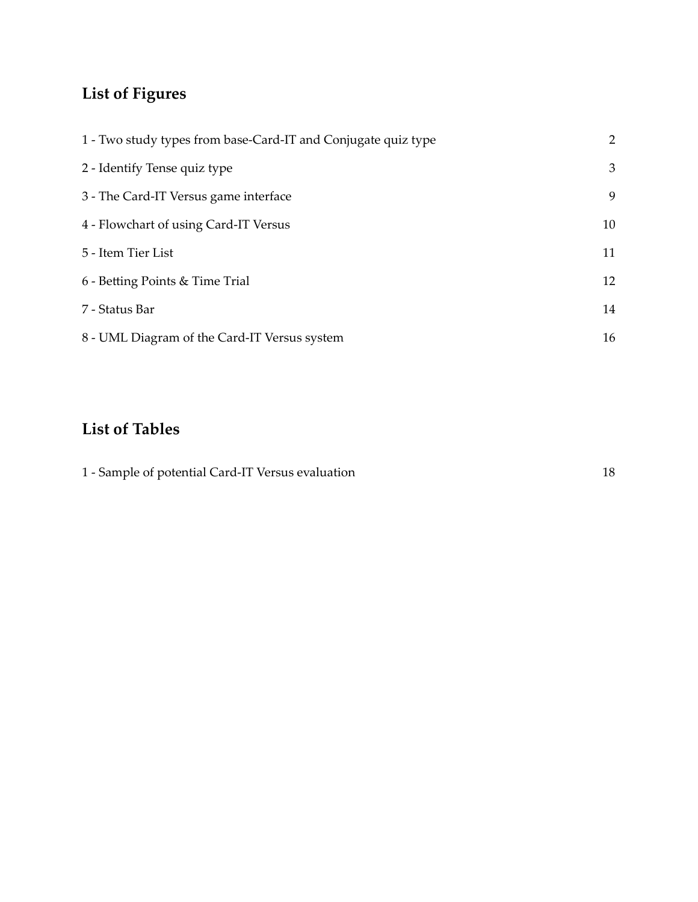## List of Figures

| | |
|---|---|
| 1 - Two study types from base-Card-IT and Conjugate quiz type | 2 |
| 2 - Identify Tense quiz type | 3 |
| 3 - The Card-IT Versus game interface | 9 |
| 4 - Flowchart of using Card-IT Versus | 10 |
| 5 - Item Tier List | 11 |
| 6 - Betting Points & Time Trial | 12 |
| 7 - Status Bar | 14 |
| 8 - UML Diagram of the Card-IT Versus system | 16 |

## List of Tables

| | |
|---|---|
| 1 - Sample of potential Card-IT Versus evaluation | 18 |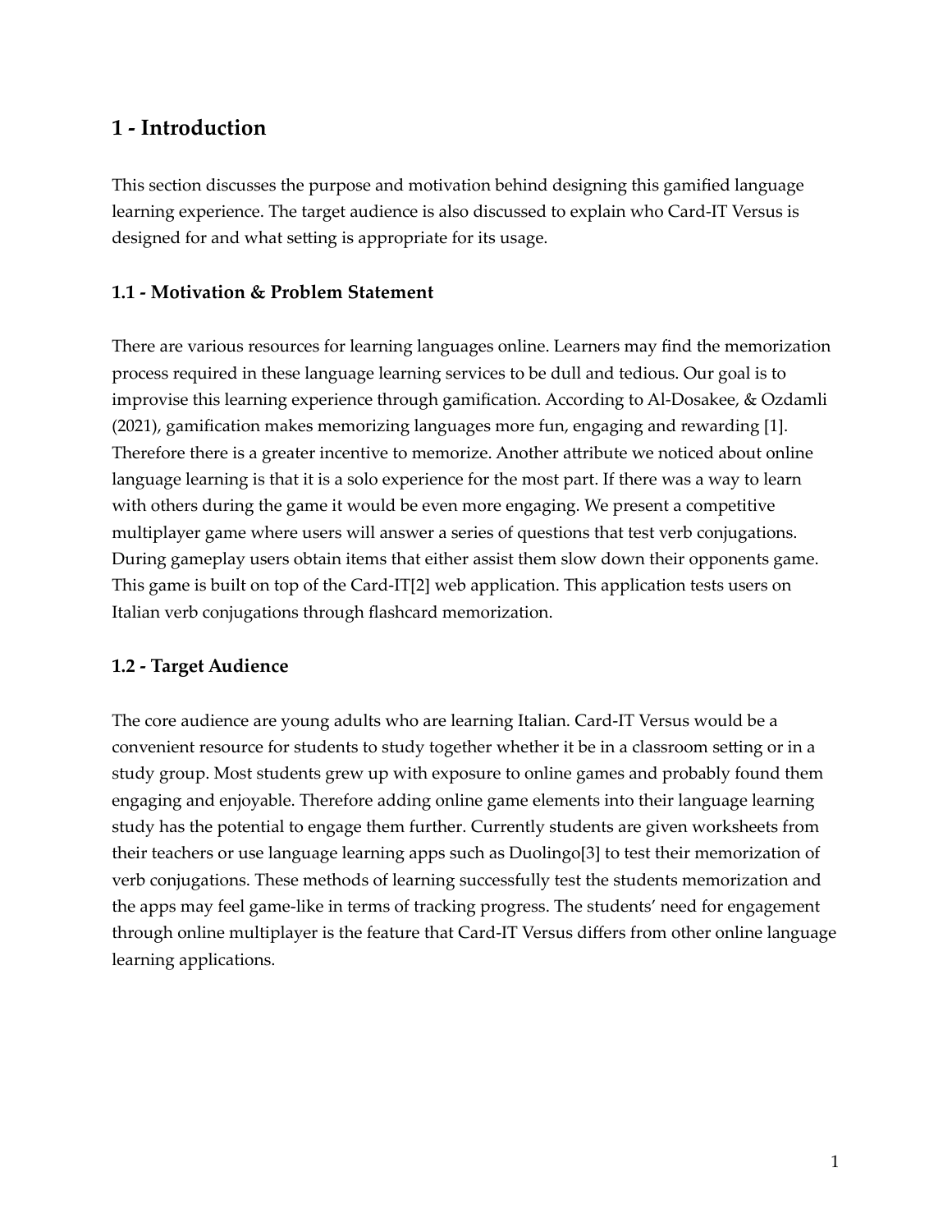## 1 - Introduction

This section discusses the purpose and motivation behind designing this gamified language learning experience. The target audience is also discussed to explain who Card-IT Versus is designed for and what setting is appropriate for its usage.

### 1.1 - Motivation & Problem Statement

There are various resources for learning languages online. Learners may find the memorization process required in these language learning services to be dull and tedious. Our goal is to improvise this learning experience through gamification. According to Al-Dosakee, & Ozdamli (2021), gamification makes memorizing languages more fun, engaging and rewarding [1]. Therefore there is a greater incentive to memorize. Another attribute we noticed about online language learning is that it is a solo experience for the most part. If there was a way to learn with others during the game it would be even more engaging. We present a competitive multiplayer game where users will answer a series of questions that test verb conjugations. During gameplay users obtain items that either assist them slow down their opponents game. This game is built on top of the Card-IT[2] web application. This application tests users on Italian verb conjugations through flashcard memorization.

### 1.2 - Target Audience

The core audience are young adults who are learning Italian. Card-IT Versus would be a convenient resource for students to study together whether it be in a classroom setting or in a study group. Most students grew up with exposure to online games and probably found them engaging and enjoyable. Therefore adding online game elements into their language learning study has the potential to engage them further. Currently students are given worksheets from their teachers or use language learning apps such as Duolingo[3] to test their memorization of verb conjugations. These methods of learning successfully test the students memorization and the apps may feel game-like in terms of tracking progress. The students' need for engagement through online multiplayer is the feature that Card-IT Versus differs from other online language learning applications.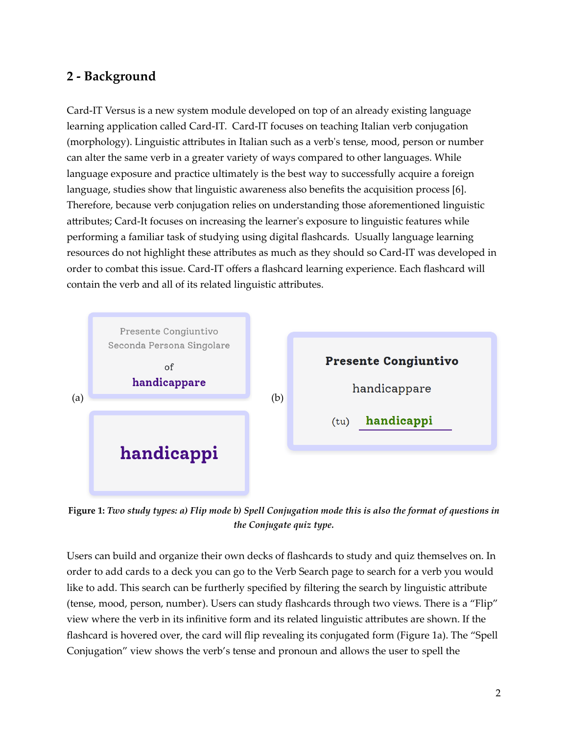## 2 - Background

Card-IT Versus is a new system module developed on top of an already existing language learning application called Card-IT. Card-IT focuses on teaching Italian verb conjugation (morphology). Linguistic attributes in Italian such as a verb's tense, mood, person or number can alter the same verb in a greater variety of ways compared to other languages. While language exposure and practice ultimately is the best way to successfully acquire a foreign language, studies show that linguistic awareness also benefits the acquisition process [6]. Therefore, because verb conjugation relies on understanding those aforementioned linguistic attributes; Card-It focuses on increasing the learner's exposure to linguistic features while performing a familiar task of studying using digital flashcards. Usually language learning resources do not highlight these attributes as much as they should so Card-IT was developed in order to combat this issue. Card-IT offers a flashcard learning experience. Each flashcard will contain the verb and all of its related linguistic attributes.

(a)

Presente Congiuntivo
Seconda Persona Singolare

of
**handicappare**

**handicappi**

(b)

**Presente Congiuntivo**

handicappare

(tu) **handicappi**

**Figure 1:** *Two study types: a) Flip mode b) Spell Conjugation mode this is also the format of questions in the Conjugate quiz type.*

Users can build and organize their own decks of flashcards to study and quiz themselves on. In order to add cards to a deck you can go to the Verb Search page to search for a verb you would like to add. This search can be furtherly specified by filtering the search by linguistic attribute (tense, mood, person, number). Users can study flashcards through two views. There is a "Flip" view where the verb in its infinitive form and its related linguistic attributes are shown. If the flashcard is hovered over, the card will flip revealing its conjugated form (Figure 1a). The "Spell Conjugation" view shows the verb's tense and pronoun and allows the user to spell the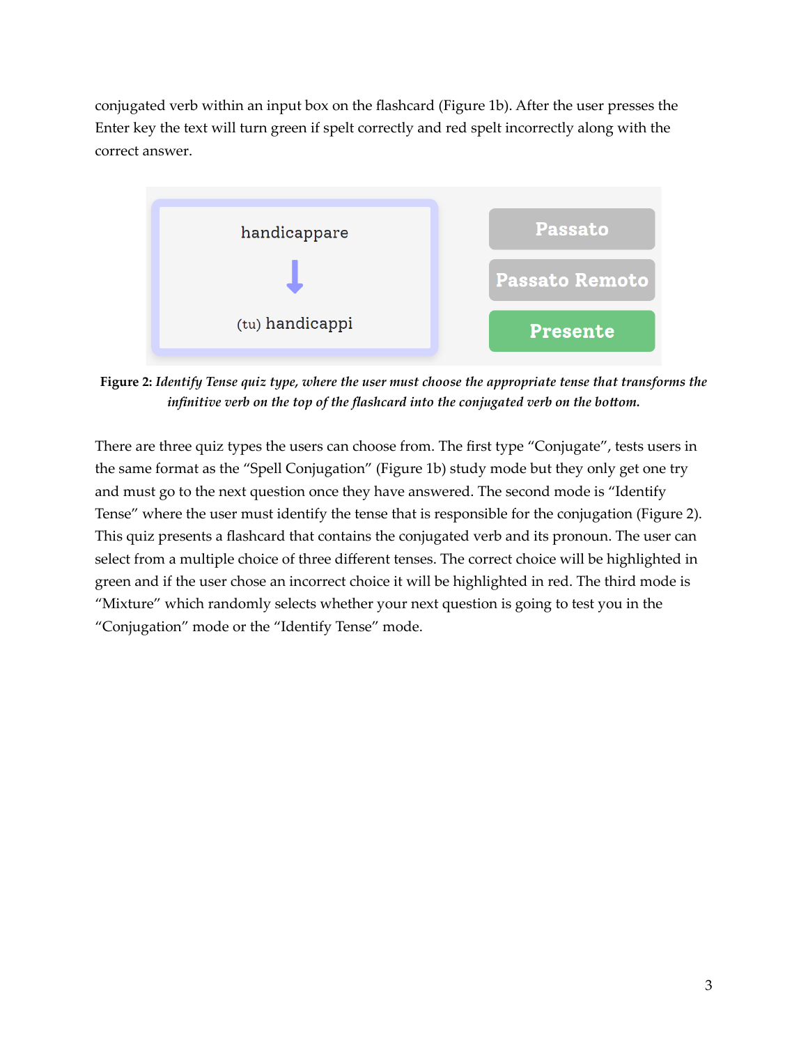conjugated verb within an input box on the flashcard (Figure 1b). After the user presses the Enter key the text will turn green if spelt correctly and red spelt incorrectly along with the correct answer.

handicappare

(tu) handicappi

Passato

Passato Remoto

Presente

**Figure 2:** ***Identify Tense quiz type, where the user must choose the appropriate tense that transforms the infinitive verb on the top of the flashcard into the conjugated verb on the bottom.***

There are three quiz types the users can choose from. The first type “Conjugate”, tests users in the same format as the “Spell Conjugation” (Figure 1b) study mode but they only get one try and must go to the next question once they have answered. The second mode is “Identify Tense” where the user must identify the tense that is responsible for the conjugation (Figure 2). This quiz presents a flashcard that contains the conjugated verb and its pronoun. The user can select from a multiple choice of three different tenses. The correct choice will be highlighted in green and if the user chose an incorrect choice it will be highlighted in red. The third mode is “Mixture” which randomly selects whether your next question is going to test you in the “Conjugation” mode or the “Identify Tense” mode.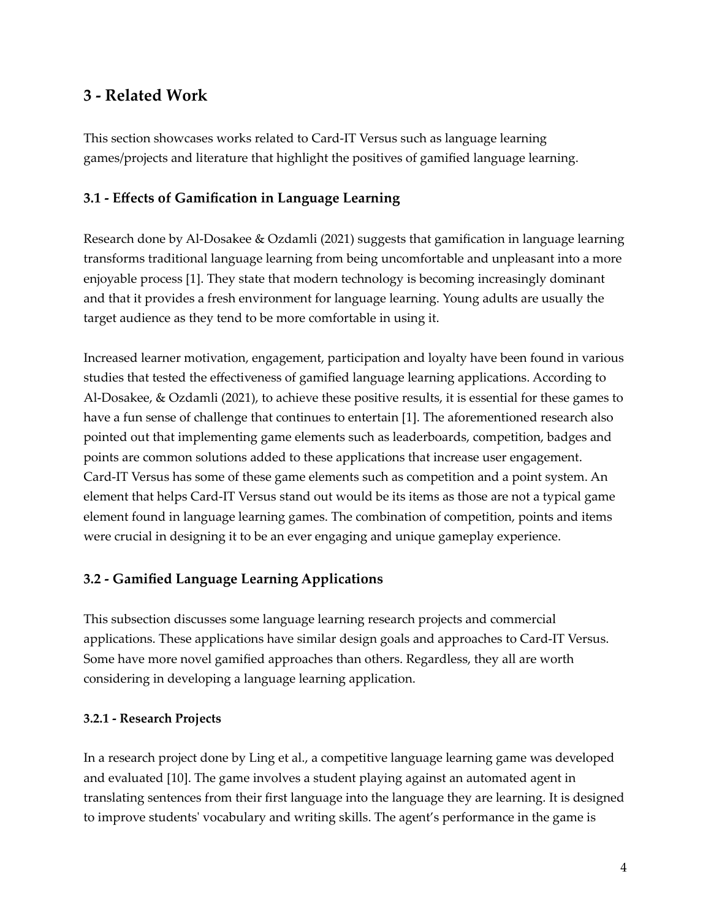## 3 - Related Work

This section showcases works related to Card-IT Versus such as language learning games/projects and literature that highlight the positives of gamified language learning.

### 3.1 - Effects of Gamification in Language Learning

Research done by Al-Dosakee & Ozdamli (2021) suggests that gamification in language learning transforms traditional language learning from being uncomfortable and unpleasant into a more enjoyable process [1]. They state that modern technology is becoming increasingly dominant and that it provides a fresh environment for language learning. Young adults are usually the target audience as they tend to be more comfortable in using it.

Increased learner motivation, engagement, participation and loyalty have been found in various studies that tested the effectiveness of gamified language learning applications. According to Al-Dosakee, & Ozdamli (2021), to achieve these positive results, it is essential for these games to have a fun sense of challenge that continues to entertain [1]. The aforementioned research also pointed out that implementing game elements such as leaderboards, competition, badges and points are common solutions added to these applications that increase user engagement. Card-IT Versus has some of these game elements such as competition and a point system. An element that helps Card-IT Versus stand out would be its items as those are not a typical game element found in language learning games. The combination of competition, points and items were crucial in designing it to be an ever engaging and unique gameplay experience.

### 3.2 - Gamified Language Learning Applications

This subsection discusses some language learning research projects and commercial applications. These applications have similar design goals and approaches to Card-IT Versus. Some have more novel gamified approaches than others. Regardless, they all are worth considering in developing a language learning application.

#### 3.2.1 - Research Projects

In a research project done by Ling et al., a competitive language learning game was developed and evaluated [10]. The game involves a student playing against an automated agent in translating sentences from their first language into the language they are learning. It is designed to improve students' vocabulary and writing skills. The agent's performance in the game is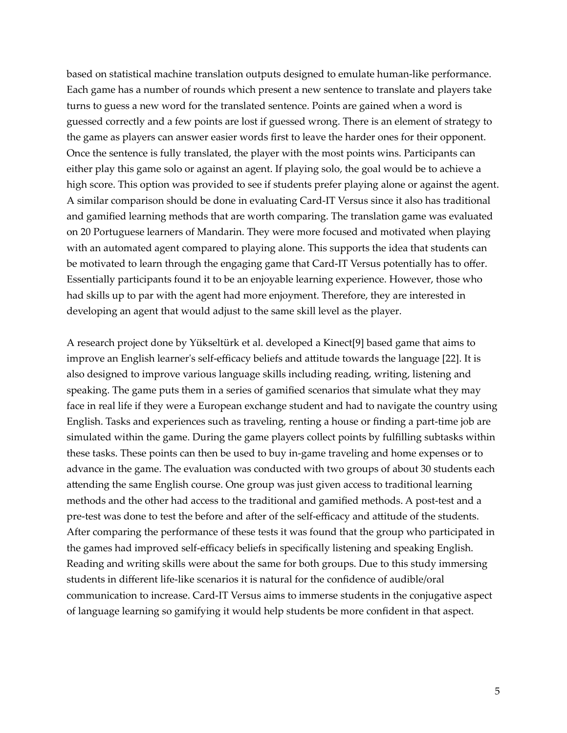based on statistical machine translation outputs designed to emulate human-like performance. Each game has a number of rounds which present a new sentence to translate and players take turns to guess a new word for the translated sentence. Points are gained when a word is guessed correctly and a few points are lost if guessed wrong. There is an element of strategy to the game as players can answer easier words first to leave the harder ones for their opponent. Once the sentence is fully translated, the player with the most points wins. Participants can either play this game solo or against an agent. If playing solo, the goal would be to achieve a high score. This option was provided to see if students prefer playing alone or against the agent. A similar comparison should be done in evaluating Card-IT Versus since it also has traditional and gamified learning methods that are worth comparing. The translation game was evaluated on 20 Portuguese learners of Mandarin. They were more focused and motivated when playing with an automated agent compared to playing alone. This supports the idea that students can be motivated to learn through the engaging game that Card-IT Versus potentially has to offer. Essentially participants found it to be an enjoyable learning experience. However, those who had skills up to par with the agent had more enjoyment. Therefore, they are interested in developing an agent that would adjust to the same skill level as the player.

A research project done by Yükseltürk et al. developed a Kinect[9] based game that aims to improve an English learner's self-efficacy beliefs and attitude towards the language [22]. It is also designed to improve various language skills including reading, writing, listening and speaking. The game puts them in a series of gamified scenarios that simulate what they may face in real life if they were a European exchange student and had to navigate the country using English. Tasks and experiences such as traveling, renting a house or finding a part-time job are simulated within the game. During the game players collect points by fulfilling subtasks within these tasks. These points can then be used to buy in-game traveling and home expenses or to advance in the game. The evaluation was conducted with two groups of about 30 students each attending the same English course. One group was just given access to traditional learning methods and the other had access to the traditional and gamified methods. A post-test and a pre-test was done to test the before and after of the self-efficacy and attitude of the students. After comparing the performance of these tests it was found that the group who participated in the games had improved self-efficacy beliefs in specifically listening and speaking English. Reading and writing skills were about the same for both groups. Due to this study immersing students in different life-like scenarios it is natural for the confidence of audible/oral communication to increase. Card-IT Versus aims to immerse students in the conjugative aspect of language learning so gamifying it would help students be more confident in that aspect.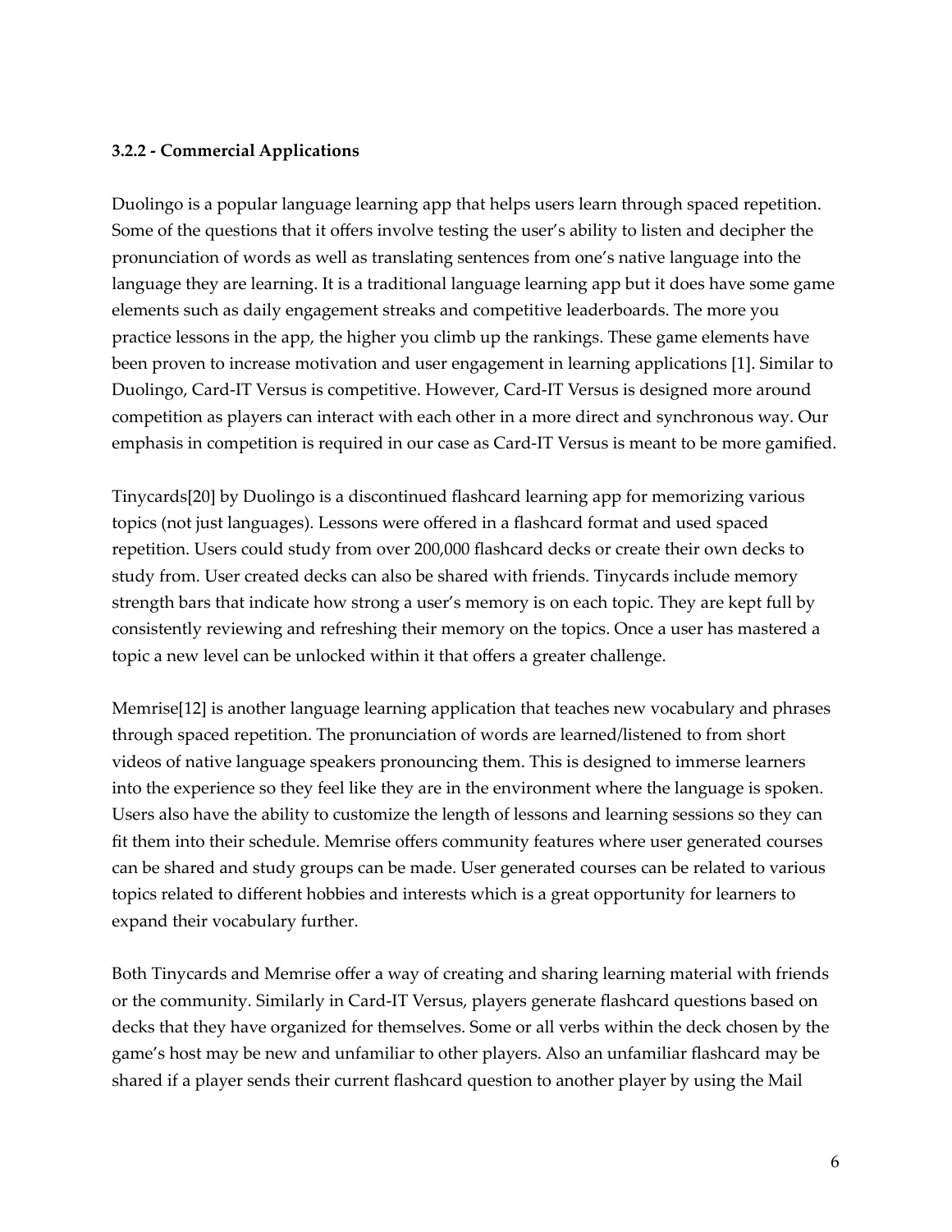### 3.2.2 - Commercial Applications

Duolingo is a popular language learning app that helps users learn through spaced repetition. Some of the questions that it offers involve testing the user's ability to listen and decipher the pronunciation of words as well as translating sentences from one's native language into the language they are learning. It is a traditional language learning app but it does have some game elements such as daily engagement streaks and competitive leaderboards. The more you practice lessons in the app, the higher you climb up the rankings. These game elements have been proven to increase motivation and user engagement in learning applications [1]. Similar to Duolingo, Card-IT Versus is competitive. However, Card-IT Versus is designed more around competition as players can interact with each other in a more direct and synchronous way. Our emphasis in competition is required in our case as Card-IT Versus is meant to be more gamified.

Tinycards[20] by Duolingo is a discontinued flashcard learning app for memorizing various topics (not just languages). Lessons were offered in a flashcard format and used spaced repetition. Users could study from over 200,000 flashcard decks or create their own decks to study from. User created decks can also be shared with friends. Tinycards include memory strength bars that indicate how strong a user's memory is on each topic. They are kept full by consistently reviewing and refreshing their memory on the topics. Once a user has mastered a topic a new level can be unlocked within it that offers a greater challenge.

Memrise[12] is another language learning application that teaches new vocabulary and phrases through spaced repetition. The pronunciation of words are learned/listened to from short videos of native language speakers pronouncing them. This is designed to immerse learners into the experience so they feel like they are in the environment where the language is spoken. Users also have the ability to customize the length of lessons and learning sessions so they can fit them into their schedule. Memrise offers community features where user generated courses can be shared and study groups can be made. User generated courses can be related to various topics related to different hobbies and interests which is a great opportunity for learners to expand their vocabulary further.

Both Tinycards and Memrise offer a way of creating and sharing learning material with friends or the community. Similarly in Card-IT Versus, players generate flashcard questions based on decks that they have organized for themselves. Some or all verbs within the deck chosen by the game's host may be new and unfamiliar to other players. Also an unfamiliar flashcard may be shared if a player sends their current flashcard question to another player by using the Mail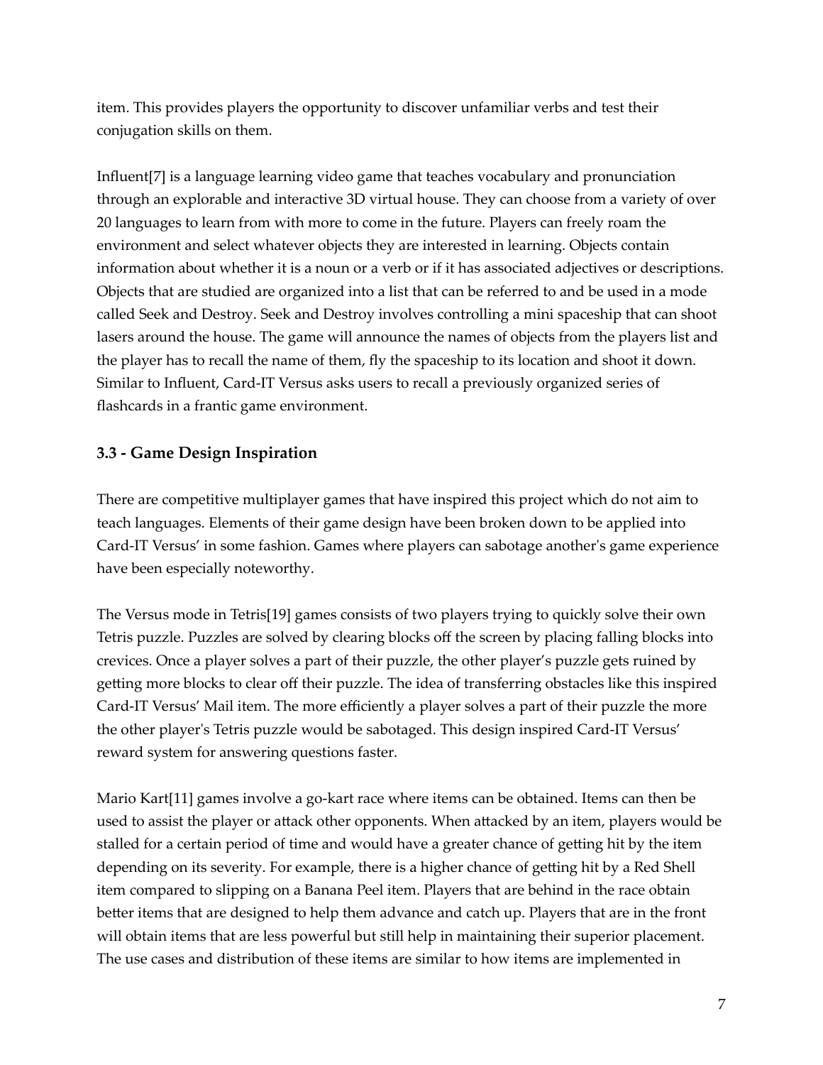item. This provides players the opportunity to discover unfamiliar verbs and test their conjugation skills on them.

Influent[7] is a language learning video game that teaches vocabulary and pronunciation through an explorable and interactive 3D virtual house. They can choose from a variety of over 20 languages to learn from with more to come in the future. Players can freely roam the environment and select whatever objects they are interested in learning. Objects contain information about whether it is a noun or a verb or if it has associated adjectives or descriptions. Objects that are studied are organized into a list that can be referred to and be used in a mode called Seek and Destroy. Seek and Destroy involves controlling a mini spaceship that can shoot lasers around the house. The game will announce the names of objects from the players list and the player has to recall the name of them, fly the spaceship to its location and shoot it down. Similar to Influent, Card-IT Versus asks users to recall a previously organized series of flashcards in a frantic game environment.

### 3.3 - Game Design Inspiration

There are competitive multiplayer games that have inspired this project which do not aim to teach languages. Elements of their game design have been broken down to be applied into Card-IT Versus' in some fashion. Games where players can sabotage another's game experience have been especially noteworthy.

The Versus mode in Tetris[19] games consists of two players trying to quickly solve their own Tetris puzzle. Puzzles are solved by clearing blocks off the screen by placing falling blocks into crevices. Once a player solves a part of their puzzle, the other player's puzzle gets ruined by getting more blocks to clear off their puzzle. The idea of transferring obstacles like this inspired Card-IT Versus' Mail item. The more efficiently a player solves a part of their puzzle the more the other player's Tetris puzzle would be sabotaged. This design inspired Card-IT Versus' reward system for answering questions faster.

Mario Kart[11] games involve a go-kart race where items can be obtained. Items can then be used to assist the player or attack other opponents. When attacked by an item, players would be stalled for a certain period of time and would have a greater chance of getting hit by the item depending on its severity. For example, there is a higher chance of getting hit by a Red Shell item compared to slipping on a Banana Peel item. Players that are behind in the race obtain better items that are designed to help them advance and catch up. Players that are in the front will obtain items that are less powerful but still help in maintaining their superior placement. The use cases and distribution of these items are similar to how items are implemented in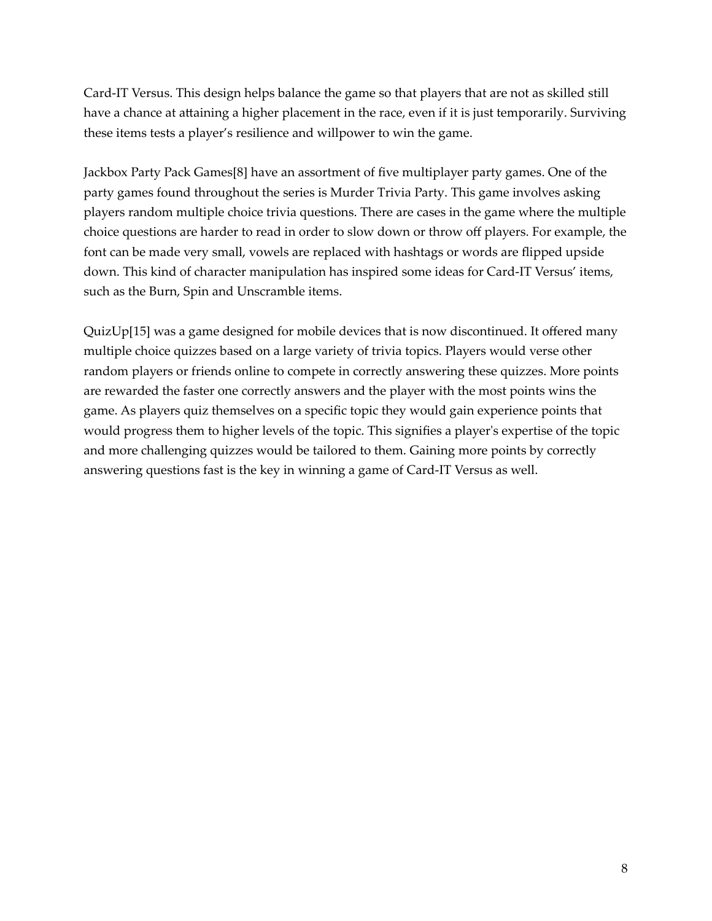Card-IT Versus. This design helps balance the game so that players that are not as skilled still have a chance at attaining a higher placement in the race, even if it is just temporarily. Surviving these items tests a player's resilience and willpower to win the game.

Jackbox Party Pack Games[8] have an assortment of five multiplayer party games. One of the party games found throughout the series is Murder Trivia Party. This game involves asking players random multiple choice trivia questions. There are cases in the game where the multiple choice questions are harder to read in order to slow down or throw off players. For example, the font can be made very small, vowels are replaced with hashtags or words are flipped upside down. This kind of character manipulation has inspired some ideas for Card-IT Versus' items, such as the Burn, Spin and Unscramble items.

QuizUp[15] was a game designed for mobile devices that is now discontinued. It offered many multiple choice quizzes based on a large variety of trivia topics. Players would verse other random players or friends online to compete in correctly answering these quizzes. More points are rewarded the faster one correctly answers and the player with the most points wins the game. As players quiz themselves on a specific topic they would gain experience points that would progress them to higher levels of the topic. This signifies a player's expertise of the topic and more challenging quizzes would be tailored to them. Gaining more points by correctly answering questions fast is the key in winning a game of Card-IT Versus as well.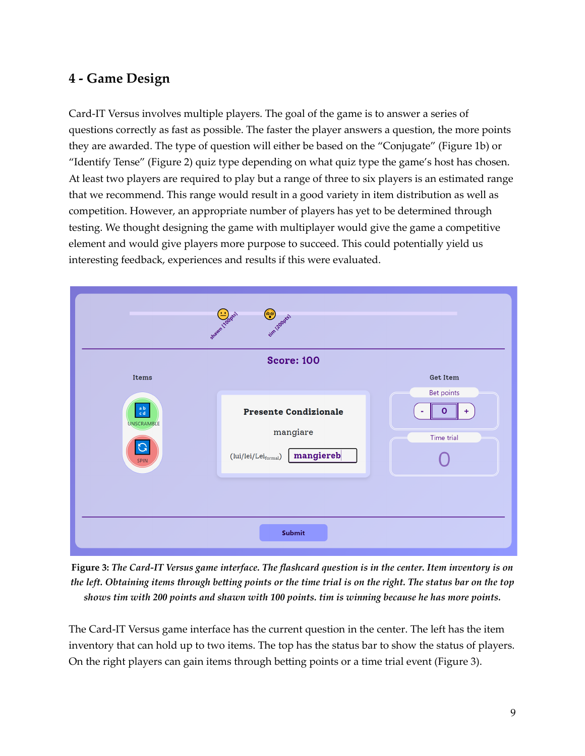# 4 - Game Design

Card-IT Versus involves multiple players. The goal of the game is to answer a series of questions correctly as fast as possible. The faster the player answers a question, the more points they are awarded. The type of question will either be based on the "Conjugate" (Figure 1b) or "Identify Tense" (Figure 2) quiz type depending on what quiz type the game's host has chosen. At least two players are required to play but a range of three to six players is an estimated range that we recommend. This range would result in a good variety in item distribution as well as competition. However, an appropriate number of players has yet to be determined through testing. We thought designing the game with multiplayer would give the game a competitive element and would give players more purpose to succeed. This could potentially yield us interesting feedback, experiences and results if this were evaluated.

shawn (100pts)
tim (200pts)
Score: 100
Items
UNSCRAMBLE
SPIN
Presente Condizionale
mangiare
(lui/lei/Lei$_{formal}$)
mangiereb
Get Item
Bet points
-
0
+
Time trial
0
Submit

**Figure 3:** *The Card-IT Versus game interface. The flashcard question is in the center. Item inventory is on the left. Obtaining items through betting points or the time trial is on the right. The status bar on the top shows tim with 200 points and shawn with 100 points. tim is winning because he has more points.*

The Card-IT Versus game interface has the current question in the center. The left has the item inventory that can hold up to two items. The top has the status bar to show the status of players. On the right players can gain items through betting points or a time trial event (Figure 3).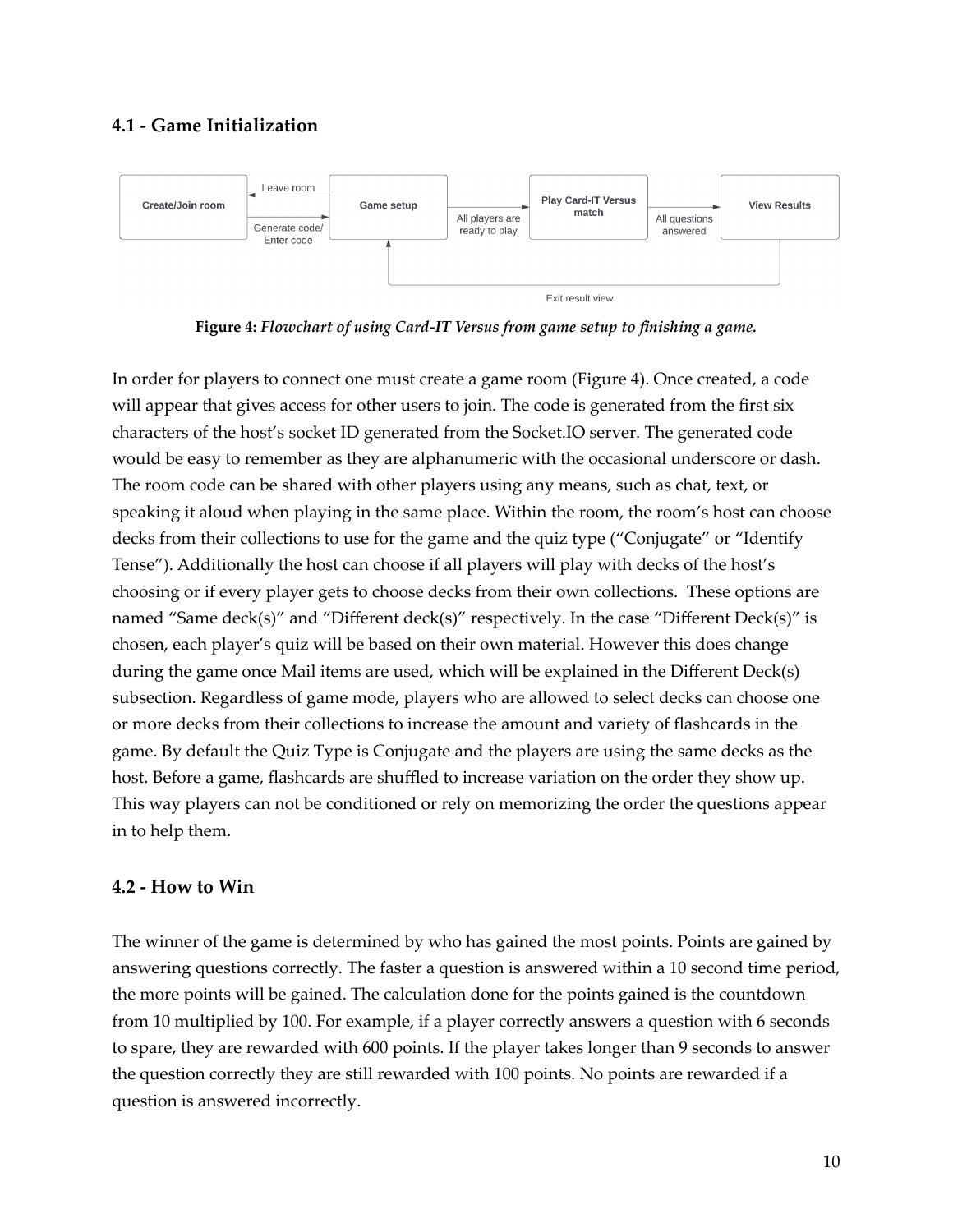### 4.1 - Game Initialization

Create/Join room

Leave room

Generate code/
Enter code

Game setup

All players are
ready to play

Play Card-IT Versus
match

All questions
answered

View Results

Exit result view

**Figure 4:** *Flowchart of using Card-IT Versus from game setup to finishing a game.*

In order for players to connect one must create a game room (Figure 4). Once created, a code will appear that gives access for other users to join. The code is generated from the first six characters of the host's socket ID generated from the Socket.IO server. The generated code would be easy to remember as they are alphanumeric with the occasional underscore or dash. The room code can be shared with other players using any means, such as chat, text, or speaking it aloud when playing in the same place. Within the room, the room's host can choose decks from their collections to use for the game and the quiz type ("Conjugate" or "Identify Tense"). Additionally the host can choose if all players will play with decks of the host's choosing or if every player gets to choose decks from their own collections. These options are named "Same deck(s)" and "Different deck(s)" respectively. In the case "Different Deck(s)" is chosen, each player's quiz will be based on their own material. However this does change during the game once Mail items are used, which will be explained in the Different Deck(s) subsection. Regardless of game mode, players who are allowed to select decks can choose one or more decks from their collections to increase the amount and variety of flashcards in the game. By default the Quiz Type is Conjugate and the players are using the same decks as the host. Before a game, flashcards are shuffled to increase variation on the order they show up. This way players can not be conditioned or rely on memorizing the order the questions appear in to help them.

### 4.2 - How to Win

The winner of the game is determined by who has gained the most points. Points are gained by answering questions correctly. The faster a question is answered within a 10 second time period, the more points will be gained. The calculation done for the points gained is the countdown from 10 multiplied by 100. For example, if a player correctly answers a question with 6 seconds to spare, they are rewarded with 600 points. If the player takes longer than 9 seconds to answer the question correctly they are still rewarded with 100 points. No points are rewarded if a question is answered incorrectly.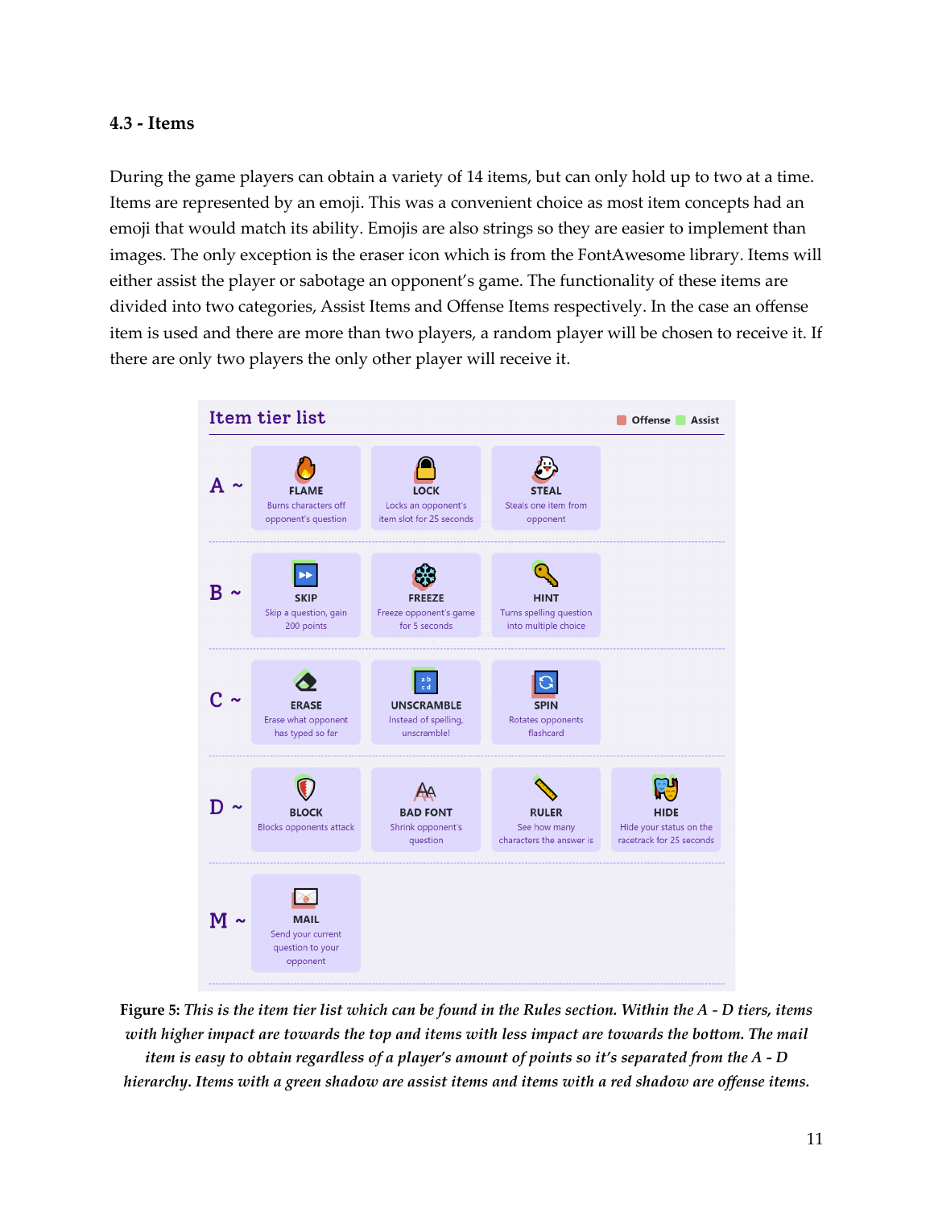### 4.3 - Items

During the game players can obtain a variety of 14 items, but can only hold up to two at a time. Items are represented by an emoji. This was a convenient choice as most item concepts had an emoji that would match its ability. Emojis are also strings so they are easier to implement than images. The only exception is the eraser icon which is from the FontAwesome library. Items will either assist the player or sabotage an opponent's game. The functionality of these items are divided into two categories, Assist Items and Offense Items respectively. In the case an offense item is used and there are more than two players, a random player will be chosen to receive it. If there are only two players the only other player will receive it.

**Item tier list** (Offense / Assist)

**A ~**
- **FLAME**: Burns characters off opponent's question
- **LOCK**: Locks an opponent's item slot for 25 seconds
- **STEAL**: Steals one item from opponent

**B ~**
- **SKIP**: Skip a question, gain 200 points
- **FREEZE**: Freeze opponent's game for 5 seconds
- **HINT**: Turns spelling question into multiple choice

**C ~**
- **ERASE**: Erase what opponent has typed so far
- **UNSCRAMBLE**: Instead of spelling, unscramble!
- **SPIN**: Rotates opponents flashcard

**D ~**
- **BLOCK**: Blocks opponents attack
- **BAD FONT**: Shrink opponent's question
- **RULER**: See how many characters the answer is
- **HIDE**: Hide your status on the racetrack for 25 seconds

**M ~**
- **MAIL**: Send your current question to your opponent

**Figure 5:** *This is the item tier list which can be found in the Rules section. Within the A - D tiers, items with higher impact are towards the top and items with less impact are towards the bottom. The mail item is easy to obtain regardless of a player's amount of points so it's separated from the A - D hierarchy. Items with a green shadow are assist items and items with a red shadow are offense items.*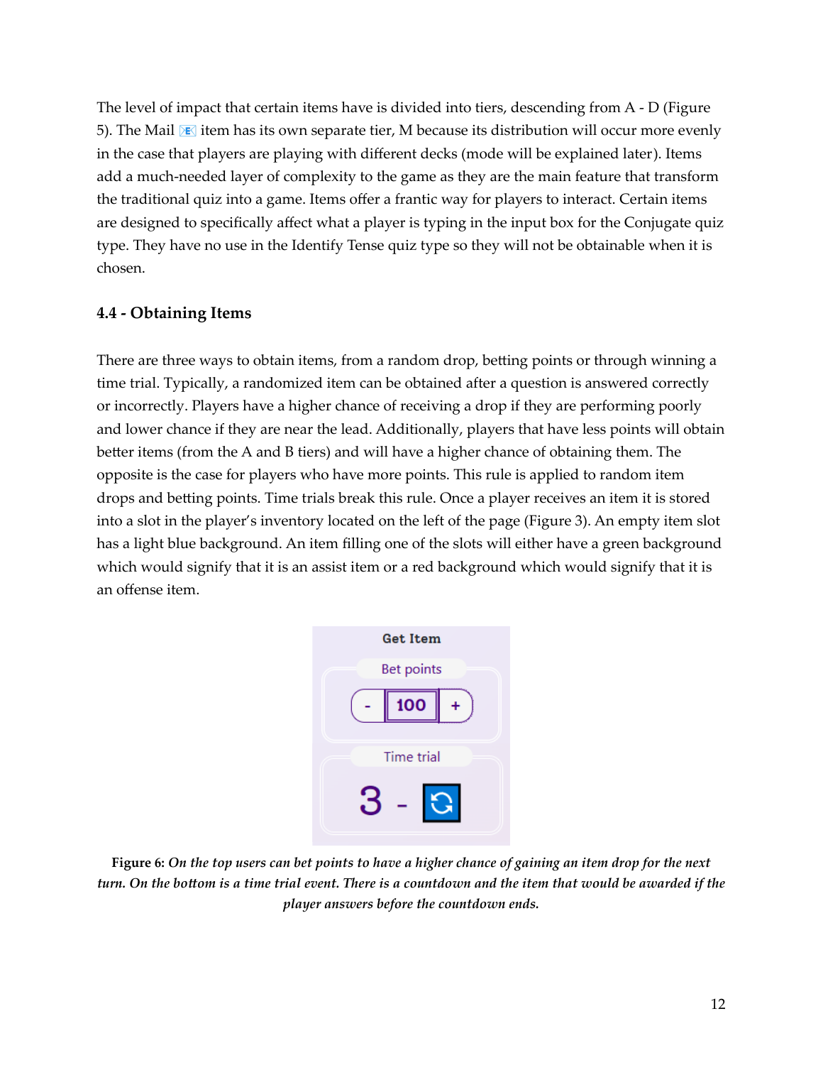The level of impact that certain items have is divided into tiers, descending from A - D (Figure 5). The Mail 📧 item has its own separate tier, M because its distribution will occur more evenly in the case that players are playing with different decks (mode will be explained later). Items add a much-needed layer of complexity to the game as they are the main feature that transform the traditional quiz into a game. Items offer a frantic way for players to interact. Certain items are designed to specifically affect what a player is typing in the input box for the Conjugate quiz type. They have no use in the Identify Tense quiz type so they will not be obtainable when it is chosen.

### 4.4 - Obtaining Items

There are three ways to obtain items, from a random drop, betting points or through winning a time trial. Typically, a randomized item can be obtained after a question is answered correctly or incorrectly. Players have a higher chance of receiving a drop if they are performing poorly and lower chance if they are near the lead. Additionally, players that have less points will obtain better items (from the A and B tiers) and will have a higher chance of obtaining them. The opposite is the case for players who have more points. This rule is applied to random item drops and betting points. Time trials break this rule. Once a player receives an item it is stored into a slot in the player's inventory located on the left of the page (Figure 3). An empty item slot has a light blue background. An item filling one of the slots will either have a green background which would signify that it is an assist item or a red background which would signify that it is an offense item.

Get Item

Bet points

\- 100 +

Time trial

3 -

**Figure 6:** *On the top users can bet points to have a higher chance of gaining an item drop for the next turn. On the bottom is a time trial event. There is a countdown and the item that would be awarded if the player answers before the countdown ends.*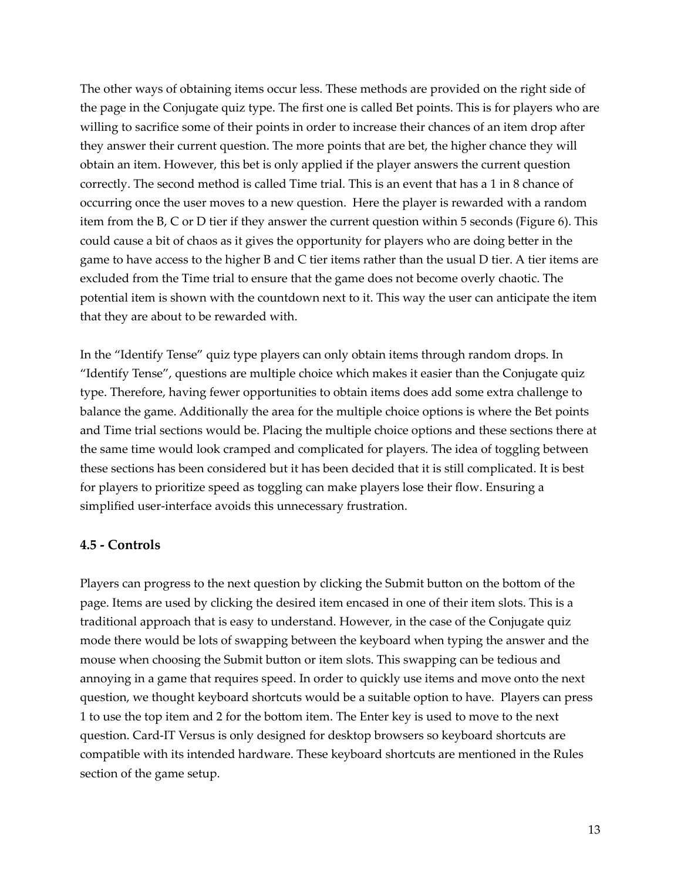The other ways of obtaining items occur less. These methods are provided on the right side of the page in the Conjugate quiz type. The first one is called Bet points. This is for players who are willing to sacrifice some of their points in order to increase their chances of an item drop after they answer their current question. The more points that are bet, the higher chance they will obtain an item. However, this bet is only applied if the player answers the current question correctly. The second method is called Time trial. This is an event that has a 1 in 8 chance of occurring once the user moves to a new question. Here the player is rewarded with a random item from the B, C or D tier if they answer the current question within 5 seconds (Figure 6). This could cause a bit of chaos as it gives the opportunity for players who are doing better in the game to have access to the higher B and C tier items rather than the usual D tier. A tier items are excluded from the Time trial to ensure that the game does not become overly chaotic. The potential item is shown with the countdown next to it. This way the user can anticipate the item that they are about to be rewarded with.

In the "Identify Tense" quiz type players can only obtain items through random drops. In "Identify Tense", questions are multiple choice which makes it easier than the Conjugate quiz type. Therefore, having fewer opportunities to obtain items does add some extra challenge to balance the game. Additionally the area for the multiple choice options is where the Bet points and Time trial sections would be. Placing the multiple choice options and these sections there at the same time would look cramped and complicated for players. The idea of toggling between these sections has been considered but it has been decided that it is still complicated. It is best for players to prioritize speed as toggling can make players lose their flow. Ensuring a simplified user-interface avoids this unnecessary frustration.

### 4.5 - Controls

Players can progress to the next question by clicking the Submit button on the bottom of the page. Items are used by clicking the desired item encased in one of their item slots. This is a traditional approach that is easy to understand. However, in the case of the Conjugate quiz mode there would be lots of swapping between the keyboard when typing the answer and the mouse when choosing the Submit button or item slots. This swapping can be tedious and annoying in a game that requires speed. In order to quickly use items and move onto the next question, we thought keyboard shortcuts would be a suitable option to have. Players can press 1 to use the top item and 2 for the bottom item. The Enter key is used to move to the next question. Card-IT Versus is only designed for desktop browsers so keyboard shortcuts are compatible with its intended hardware. These keyboard shortcuts are mentioned in the Rules section of the game setup.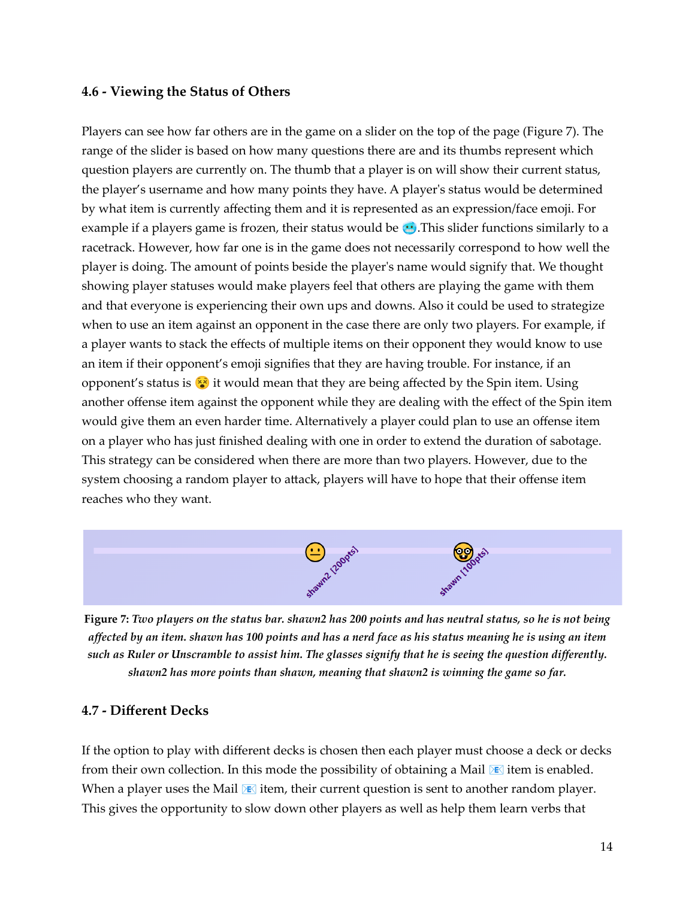### 4.6 - Viewing the Status of Others

Players can see how far others are in the game on a slider on the top of the page (Figure 7). The range of the slider is based on how many questions there are and its thumbs represent which question players are currently on. The thumb that a player is on will show their current status, the player's username and how many points they have. A player's status would be determined by what item is currently affecting them and it is represented as an expression/face emoji. For example if a players game is frozen, their status would be 🥶.This slider functions similarly to a racetrack. However, how far one is in the game does not necessarily correspond to how well the player is doing. The amount of points beside the player's name would signify that. We thought showing player statuses would make players feel that others are playing the game with them and that everyone is experiencing their own ups and downs. Also it could be used to strategize when to use an item against an opponent in the case there are only two players. For example, if a player wants to stack the effects of multiple items on their opponent they would know to use an item if their opponent's emoji signifies that they are having trouble. For instance, if an opponent's status is 😵 it would mean that they are being affected by the Spin item. Using another offense item against the opponent while they are dealing with the effect of the Spin item would give them an even harder time. Alternatively a player could plan to use an offense item on a player who has just finished dealing with one in order to extend the duration of sabotage. This strategy can be considered when there are more than two players. However, due to the system choosing a random player to attack, players will have to hope that their offense item reaches who they want.

😐 shawn2 [200pts]

🤓 shawn [100pts]

**Figure 7:** *Two players on the status bar. shawn2 has 200 points and has neutral status, so he is not being affected by an item. shawn has 100 points and has a nerd face as his status meaning he is using an item such as Ruler or Unscramble to assist him. The glasses signify that he is seeing the question differently. shawn2 has more points than shawn, meaning that shawn2 is winning the game so far.*

### 4.7 - Different Decks

If the option to play with different decks is chosen then each player must choose a deck or decks from their own collection. In this mode the possibility of obtaining a Mail 📧 item is enabled. When a player uses the Mail 📧 item, their current question is sent to another random player. This gives the opportunity to slow down other players as well as help them learn verbs that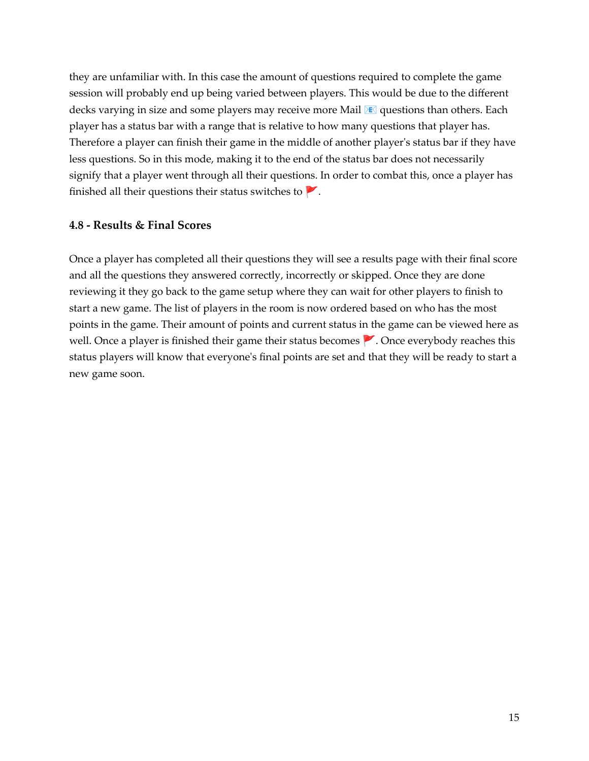they are unfamiliar with. In this case the amount of questions required to complete the game session will probably end up being varied between players. This would be due to the different decks varying in size and some players may receive more Mail 📧 questions than others. Each player has a status bar with a range that is relative to how many questions that player has. Therefore a player can finish their game in the middle of another player's status bar if they have less questions. So in this mode, making it to the end of the status bar does not necessarily signify that a player went through all their questions. In order to combat this, once a player has finished all their questions their status switches to 🚩.

### 4.8 - Results & Final Scores

Once a player has completed all their questions they will see a results page with their final score and all the questions they answered correctly, incorrectly or skipped. Once they are done reviewing it they go back to the game setup where they can wait for other players to finish to start a new game. The list of players in the room is now ordered based on who has the most points in the game. Their amount of points and current status in the game can be viewed here as well. Once a player is finished their game their status becomes 🚩. Once everybody reaches this status players will know that everyone's final points are set and that they will be ready to start a new game soon.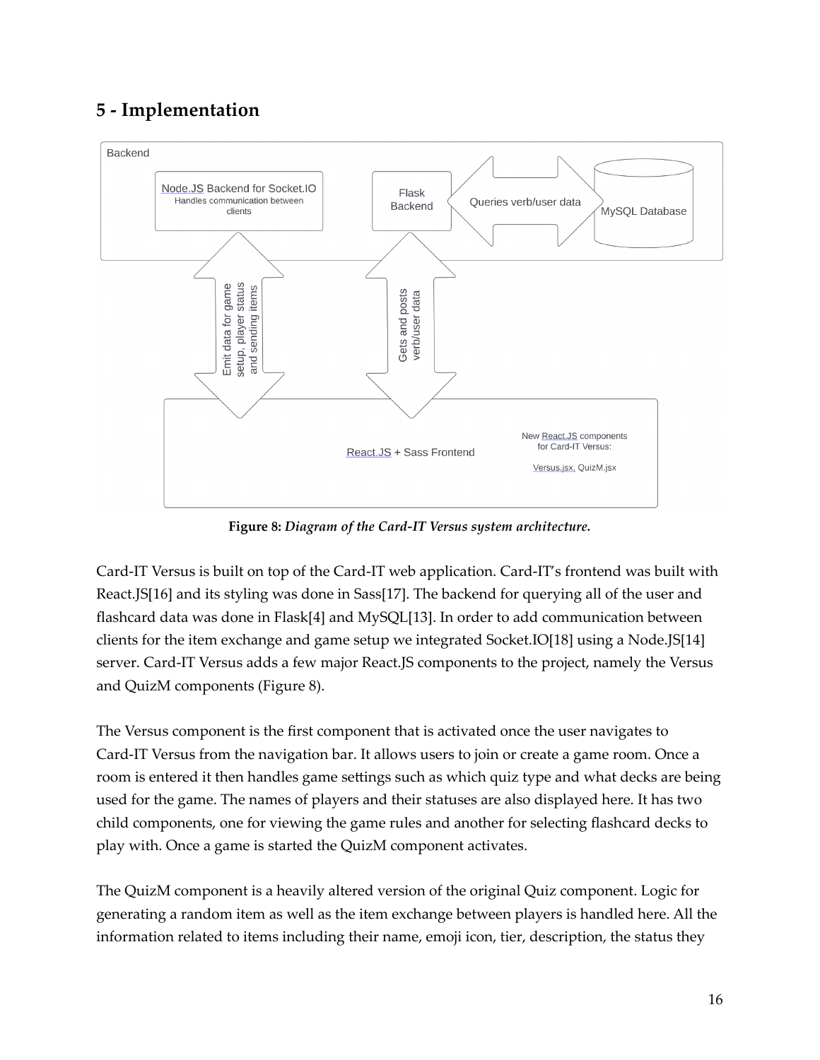# 5 - Implementation

Backend

Node.JS Backend for Socket.IO
Handles communication between clients

Flask Backend

Queries verb/user data

MySQL Database

Emit data for game setup, player status and sending items

Gets and posts verb/user data

React.JS + Sass Frontend

New React.JS components for Card-IT Versus:

Versus.jsx, QuizM.jsx

**Figure 8:** ***Diagram of the Card-IT Versus system architecture.***

Card-IT Versus is built on top of the Card-IT web application. Card-IT's frontend was built with React.JS[16] and its styling was done in Sass[17]. The backend for querying all of the user and flashcard data was done in Flask[4] and MySQL[13]. In order to add communication between clients for the item exchange and game setup we integrated Socket.IO[18] using a Node.JS[14] server. Card-IT Versus adds a few major React.JS components to the project, namely the Versus and QuizM components (Figure 8).

The Versus component is the first component that is activated once the user navigates to Card-IT Versus from the navigation bar. It allows users to join or create a game room. Once a room is entered it then handles game settings such as which quiz type and what decks are being used for the game. The names of players and their statuses are also displayed here. It has two child components, one for viewing the game rules and another for selecting flashcard decks to play with. Once a game is started the QuizM component activates.

The QuizM component is a heavily altered version of the original Quiz component. Logic for generating a random item as well as the item exchange between players is handled here. All the information related to items including their name, emoji icon, tier, description, the status they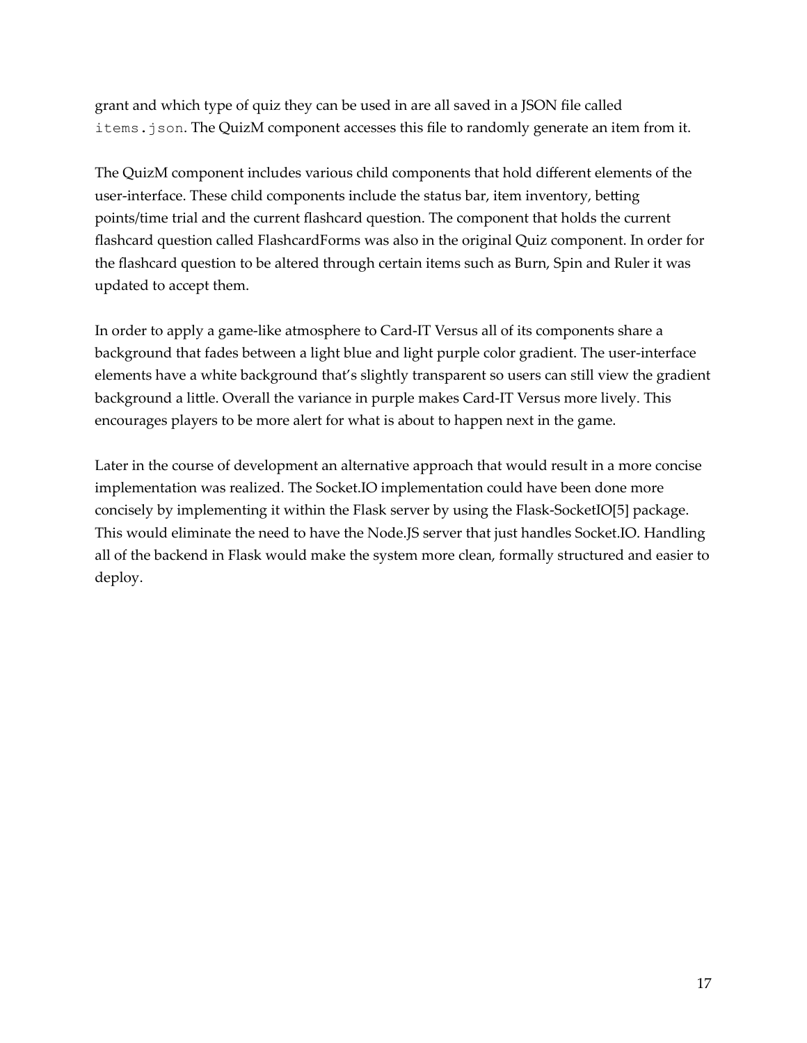grant and which type of quiz they can be used in are all saved in a JSON file called `items.json`. The QuizM component accesses this file to randomly generate an item from it.

The QuizM component includes various child components that hold different elements of the user-interface. These child components include the status bar, item inventory, betting points/time trial and the current flashcard question. The component that holds the current flashcard question called FlashcardForms was also in the original Quiz component. In order for the flashcard question to be altered through certain items such as Burn, Spin and Ruler it was updated to accept them.

In order to apply a game-like atmosphere to Card-IT Versus all of its components share a background that fades between a light blue and light purple color gradient. The user-interface elements have a white background that's slightly transparent so users can still view the gradient background a little. Overall the variance in purple makes Card-IT Versus more lively. This encourages players to be more alert for what is about to happen next in the game.

Later in the course of development an alternative approach that would result in a more concise implementation was realized. The Socket.IO implementation could have been done more concisely by implementing it within the Flask server by using the Flask-SocketIO[5] package. This would eliminate the need to have the Node.JS server that just handles Socket.IO. Handling all of the backend in Flask would make the system more clean, formally structured and easier to deploy.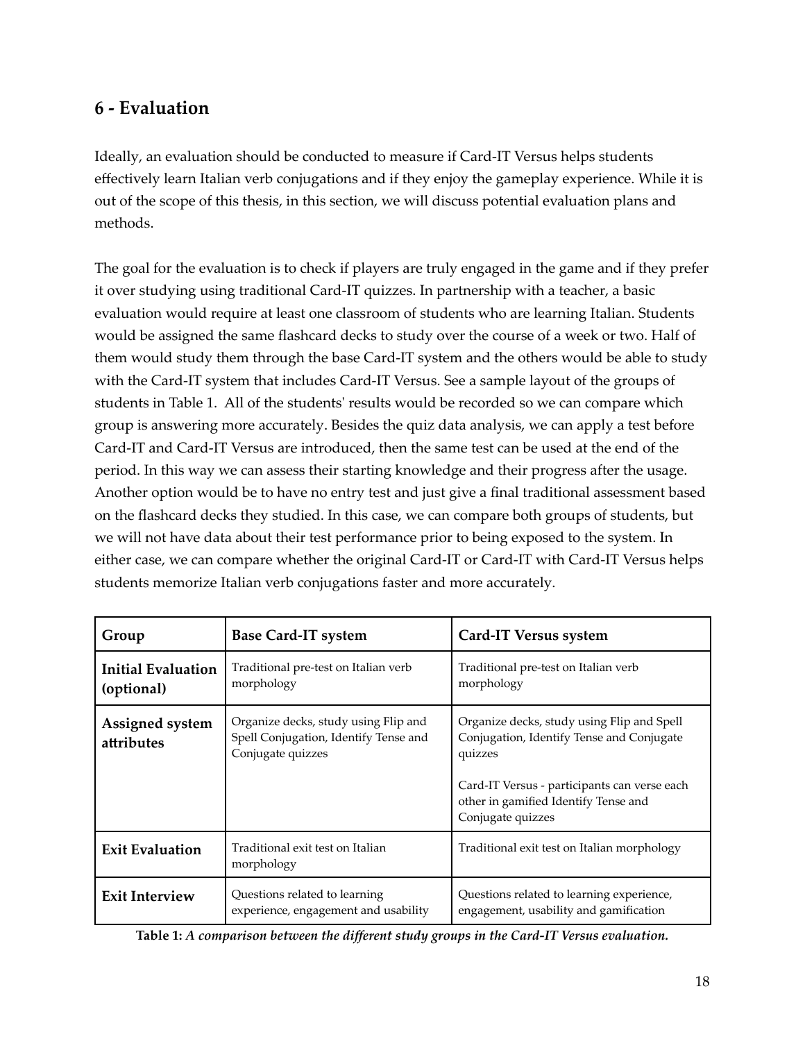## 6 - Evaluation

Ideally, an evaluation should be conducted to measure if Card-IT Versus helps students effectively learn Italian verb conjugations and if they enjoy the gameplay experience. While it is out of the scope of this thesis, in this section, we will discuss potential evaluation plans and methods.

The goal for the evaluation is to check if players are truly engaged in the game and if they prefer it over studying using traditional Card-IT quizzes. In partnership with a teacher, a basic evaluation would require at least one classroom of students who are learning Italian. Students would be assigned the same flashcard decks to study over the course of a week or two. Half of them would study them through the base Card-IT system and the others would be able to study with the Card-IT system that includes Card-IT Versus. See a sample layout of the groups of students in Table 1. All of the students' results would be recorded so we can compare which group is answering more accurately. Besides the quiz data analysis, we can apply a test before Card-IT and Card-IT Versus are introduced, then the same test can be used at the end of the period. In this way we can assess their starting knowledge and their progress after the usage. Another option would be to have no entry test and just give a final traditional assessment based on the flashcard decks they studied. In this case, we can compare both groups of students, but we will not have data about their test performance prior to being exposed to the system. In either case, we can compare whether the original Card-IT or Card-IT with Card-IT Versus helps students memorize Italian verb conjugations faster and more accurately.

| Group | Base Card-IT system | Card-IT Versus system |
|---|---|---|
| **Initial Evaluation (optional)** | Traditional pre-test on Italian verb morphology | Traditional pre-test on Italian verb morphology |
| **Assigned system attributes** | Organize decks, study using Flip and Spell Conjugation, Identify Tense and Conjugate quizzes | Organize decks, study using Flip and Spell Conjugation, Identify Tense and Conjugate quizzes<br><br>Card-IT Versus - participants can verse each other in gamified Identify Tense and Conjugate quizzes |
| **Exit Evaluation** | Traditional exit test on Italian morphology | Traditional exit test on Italian morphology |
| **Exit Interview** | Questions related to learning experience, engagement and usability | Questions related to learning experience, engagement, usability and gamification |

**Table 1:** *A comparison between the different study groups in the Card-IT Versus evaluation.*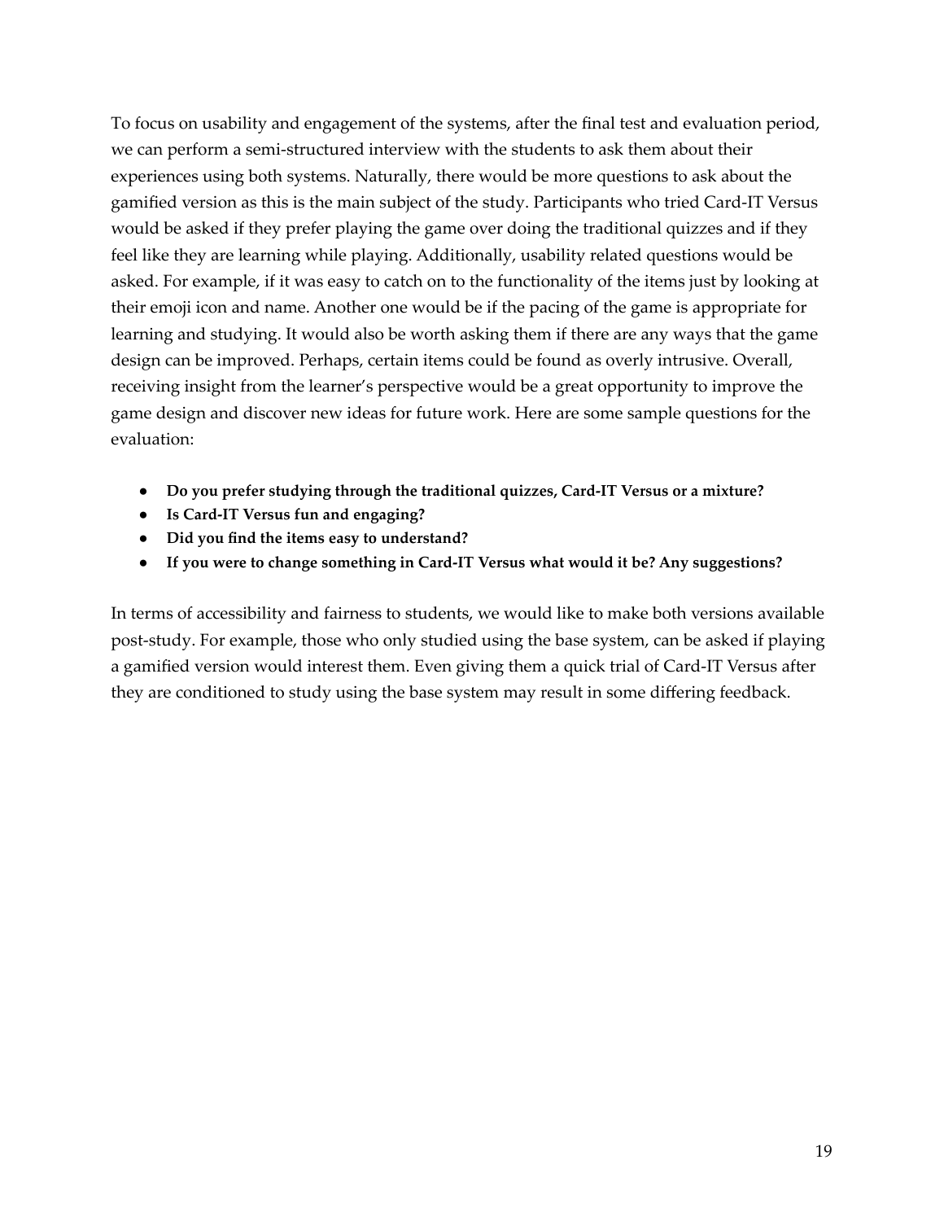To focus on usability and engagement of the systems, after the final test and evaluation period, we can perform a semi-structured interview with the students to ask them about their experiences using both systems. Naturally, there would be more questions to ask about the gamified version as this is the main subject of the study. Participants who tried Card-IT Versus would be asked if they prefer playing the game over doing the traditional quizzes and if they feel like they are learning while playing. Additionally, usability related questions would be asked. For example, if it was easy to catch on to the functionality of the items just by looking at their emoji icon and name. Another one would be if the pacing of the game is appropriate for learning and studying. It would also be worth asking them if there are any ways that the game design can be improved. Perhaps, certain items could be found as overly intrusive. Overall, receiving insight from the learner's perspective would be a great opportunity to improve the game design and discover new ideas for future work. Here are some sample questions for the evaluation:

- **Do you prefer studying through the traditional quizzes, Card-IT Versus or a mixture?**
- **Is Card-IT Versus fun and engaging?**
- **Did you find the items easy to understand?**
- **If you were to change something in Card-IT Versus what would it be? Any suggestions?**

In terms of accessibility and fairness to students, we would like to make both versions available post-study. For example, those who only studied using the base system, can be asked if playing a gamified version would interest them. Even giving them a quick trial of Card-IT Versus after they are conditioned to study using the base system may result in some differing feedback.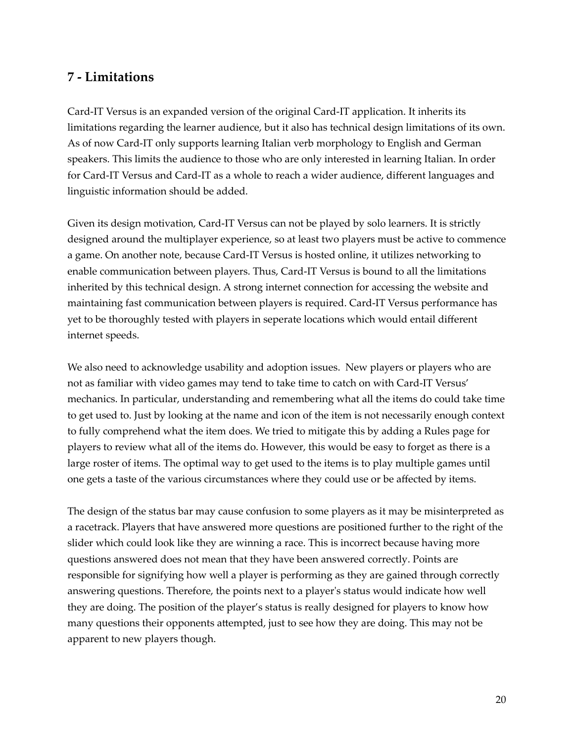## 7 - Limitations

Card-IT Versus is an expanded version of the original Card-IT application. It inherits its limitations regarding the learner audience, but it also has technical design limitations of its own. As of now Card-IT only supports learning Italian verb morphology to English and German speakers. This limits the audience to those who are only interested in learning Italian. In order for Card-IT Versus and Card-IT as a whole to reach a wider audience, different languages and linguistic information should be added.

Given its design motivation, Card-IT Versus can not be played by solo learners. It is strictly designed around the multiplayer experience, so at least two players must be active to commence a game. On another note, because Card-IT Versus is hosted online, it utilizes networking to enable communication between players. Thus, Card-IT Versus is bound to all the limitations inherited by this technical design. A strong internet connection for accessing the website and maintaining fast communication between players is required. Card-IT Versus performance has yet to be thoroughly tested with players in seperate locations which would entail different internet speeds.

We also need to acknowledge usability and adoption issues. New players or players who are not as familiar with video games may tend to take time to catch on with Card-IT Versus' mechanics. In particular, understanding and remembering what all the items do could take time to get used to. Just by looking at the name and icon of the item is not necessarily enough context to fully comprehend what the item does. We tried to mitigate this by adding a Rules page for players to review what all of the items do. However, this would be easy to forget as there is a large roster of items. The optimal way to get used to the items is to play multiple games until one gets a taste of the various circumstances where they could use or be affected by items.

The design of the status bar may cause confusion to some players as it may be misinterpreted as a racetrack. Players that have answered more questions are positioned further to the right of the slider which could look like they are winning a race. This is incorrect because having more questions answered does not mean that they have been answered correctly. Points are responsible for signifying how well a player is performing as they are gained through correctly answering questions. Therefore, the points next to a player's status would indicate how well they are doing. The position of the player's status is really designed for players to know how many questions their opponents attempted, just to see how they are doing. This may not be apparent to new players though.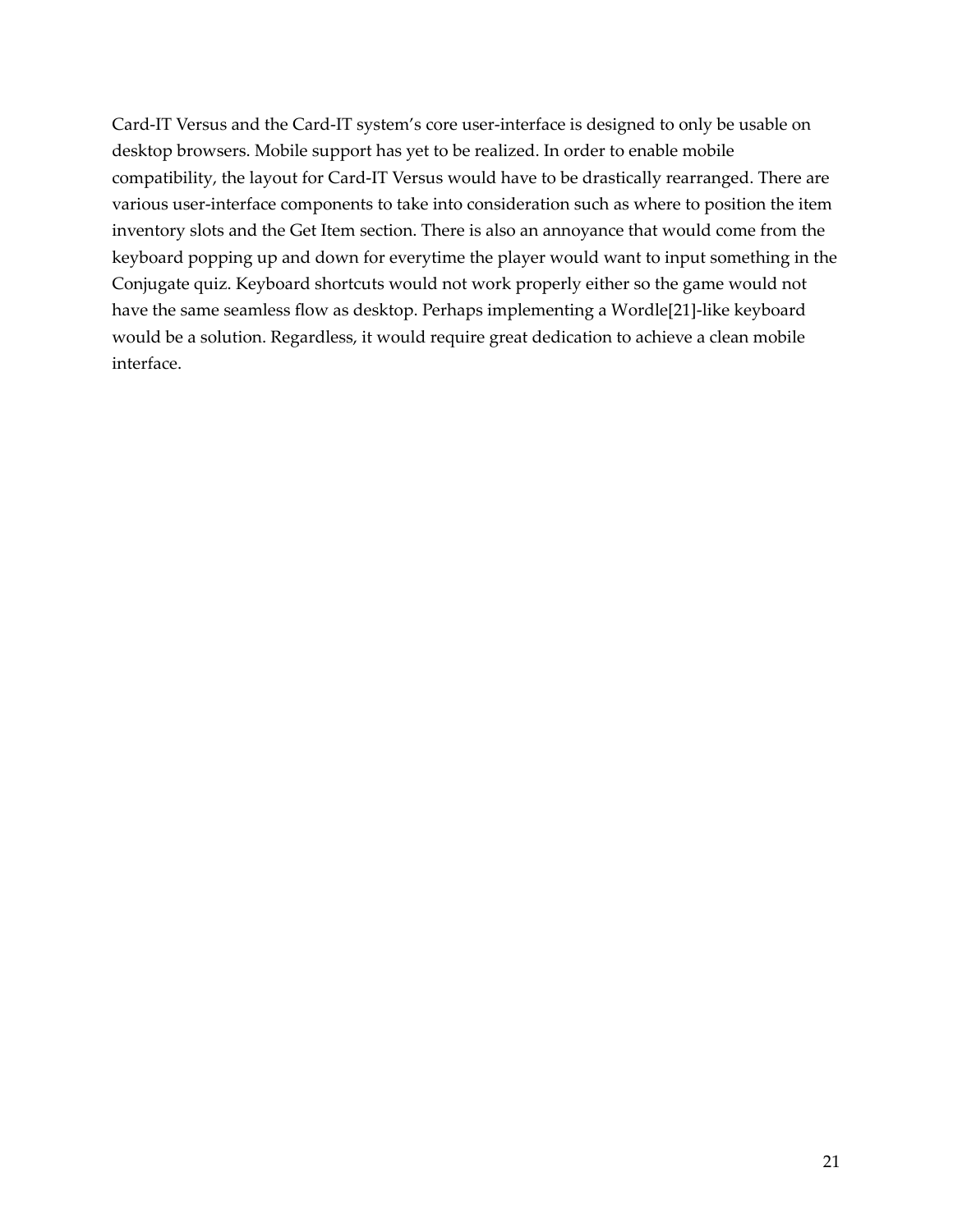Card-IT Versus and the Card-IT system's core user-interface is designed to only be usable on desktop browsers. Mobile support has yet to be realized. In order to enable mobile compatibility, the layout for Card-IT Versus would have to be drastically rearranged. There are various user-interface components to take into consideration such as where to position the item inventory slots and the Get Item section. There is also an annoyance that would come from the keyboard popping up and down for everytime the player would want to input something in the Conjugate quiz. Keyboard shortcuts would not work properly either so the game would not have the same seamless flow as desktop. Perhaps implementing a Wordle[21]-like keyboard would be a solution. Regardless, it would require great dedication to achieve a clean mobile interface.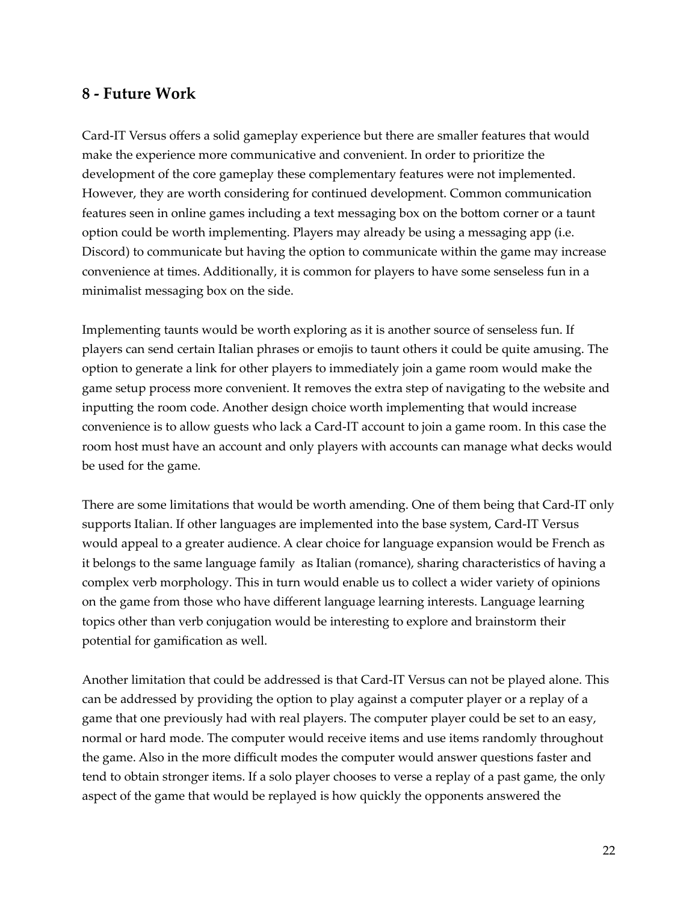## 8 - Future Work

Card-IT Versus offers a solid gameplay experience but there are smaller features that would make the experience more communicative and convenient. In order to prioritize the development of the core gameplay these complementary features were not implemented. However, they are worth considering for continued development. Common communication features seen in online games including a text messaging box on the bottom corner or a taunt option could be worth implementing. Players may already be using a messaging app (i.e. Discord) to communicate but having the option to communicate within the game may increase convenience at times. Additionally, it is common for players to have some senseless fun in a minimalist messaging box on the side.

Implementing taunts would be worth exploring as it is another source of senseless fun. If players can send certain Italian phrases or emojis to taunt others it could be quite amusing. The option to generate a link for other players to immediately join a game room would make the game setup process more convenient. It removes the extra step of navigating to the website and inputting the room code. Another design choice worth implementing that would increase convenience is to allow guests who lack a Card-IT account to join a game room. In this case the room host must have an account and only players with accounts can manage what decks would be used for the game.

There are some limitations that would be worth amending. One of them being that Card-IT only supports Italian. If other languages are implemented into the base system, Card-IT Versus would appeal to a greater audience. A clear choice for language expansion would be French as it belongs to the same language family  as Italian (romance), sharing characteristics of having a complex verb morphology. This in turn would enable us to collect a wider variety of opinions on the game from those who have different language learning interests. Language learning topics other than verb conjugation would be interesting to explore and brainstorm their potential for gamification as well.

Another limitation that could be addressed is that Card-IT Versus can not be played alone. This can be addressed by providing the option to play against a computer player or a replay of a game that one previously had with real players. The computer player could be set to an easy, normal or hard mode. The computer would receive items and use items randomly throughout the game. Also in the more difficult modes the computer would answer questions faster and tend to obtain stronger items. If a solo player chooses to verse a replay of a past game, the only aspect of the game that would be replayed is how quickly the opponents answered the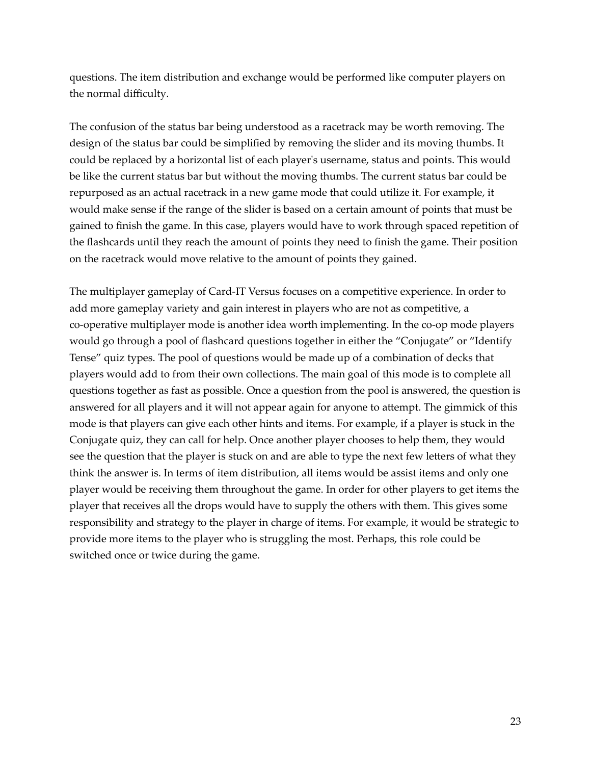questions. The item distribution and exchange would be performed like computer players on the normal difficulty.

The confusion of the status bar being understood as a racetrack may be worth removing. The design of the status bar could be simplified by removing the slider and its moving thumbs. It could be replaced by a horizontal list of each player's username, status and points. This would be like the current status bar but without the moving thumbs. The current status bar could be repurposed as an actual racetrack in a new game mode that could utilize it. For example, it would make sense if the range of the slider is based on a certain amount of points that must be gained to finish the game. In this case, players would have to work through spaced repetition of the flashcards until they reach the amount of points they need to finish the game. Their position on the racetrack would move relative to the amount of points they gained.

The multiplayer gameplay of Card-IT Versus focuses on a competitive experience. In order to add more gameplay variety and gain interest in players who are not as competitive, a co-operative multiplayer mode is another idea worth implementing. In the co-op mode players would go through a pool of flashcard questions together in either the "Conjugate" or "Identify Tense" quiz types. The pool of questions would be made up of a combination of decks that players would add to from their own collections. The main goal of this mode is to complete all questions together as fast as possible. Once a question from the pool is answered, the question is answered for all players and it will not appear again for anyone to attempt. The gimmick of this mode is that players can give each other hints and items. For example, if a player is stuck in the Conjugate quiz, they can call for help. Once another player chooses to help them, they would see the question that the player is stuck on and are able to type the next few letters of what they think the answer is. In terms of item distribution, all items would be assist items and only one player would be receiving them throughout the game. In order for other players to get items the player that receives all the drops would have to supply the others with them. This gives some responsibility and strategy to the player in charge of items. For example, it would be strategic to provide more items to the player who is struggling the most. Perhaps, this role could be switched once or twice during the game.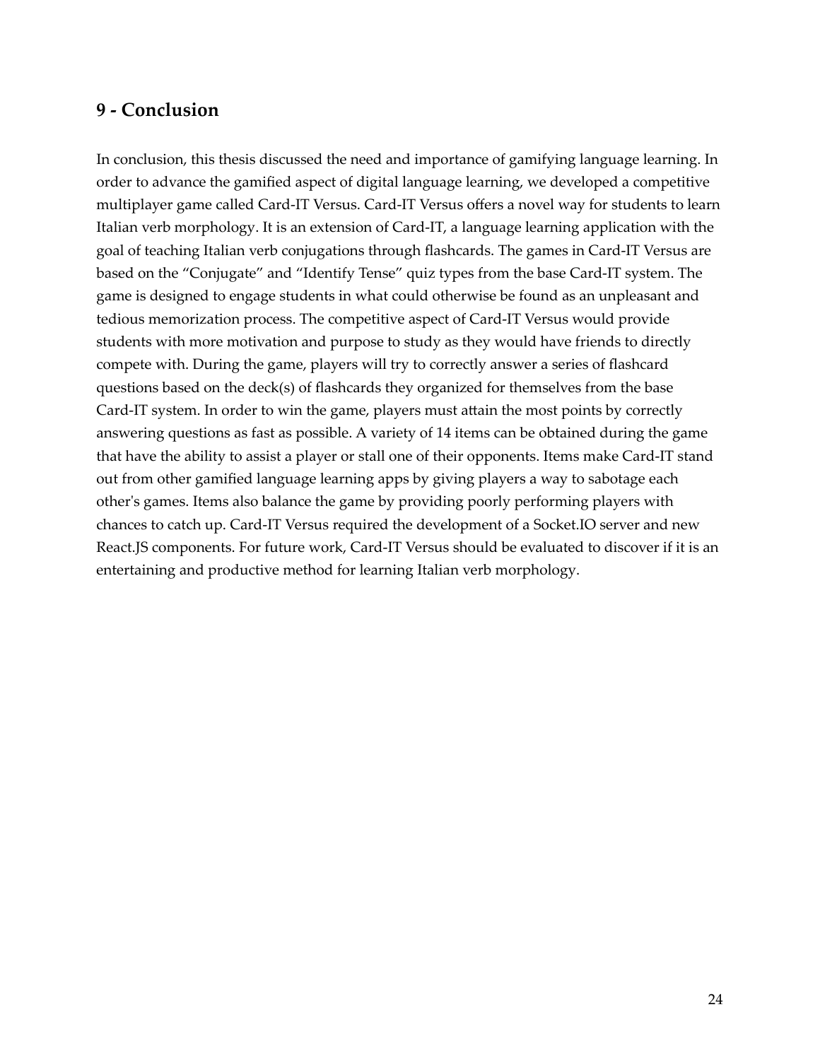## 9 - Conclusion

In conclusion, this thesis discussed the need and importance of gamifying language learning. In order to advance the gamified aspect of digital language learning, we developed a competitive multiplayer game called Card-IT Versus. Card-IT Versus offers a novel way for students to learn Italian verb morphology. It is an extension of Card-IT, a language learning application with the goal of teaching Italian verb conjugations through flashcards. The games in Card-IT Versus are based on the "Conjugate" and "Identify Tense" quiz types from the base Card-IT system. The game is designed to engage students in what could otherwise be found as an unpleasant and tedious memorization process. The competitive aspect of Card-IT Versus would provide students with more motivation and purpose to study as they would have friends to directly compete with. During the game, players will try to correctly answer a series of flashcard questions based on the deck(s) of flashcards they organized for themselves from the base Card-IT system. In order to win the game, players must attain the most points by correctly answering questions as fast as possible. A variety of 14 items can be obtained during the game that have the ability to assist a player or stall one of their opponents. Items make Card-IT stand out from other gamified language learning apps by giving players a way to sabotage each other's games. Items also balance the game by providing poorly performing players with chances to catch up. Card-IT Versus required the development of a Socket.IO server and new React.JS components. For future work, Card-IT Versus should be evaluated to discover if it is an entertaining and productive method for learning Italian verb morphology.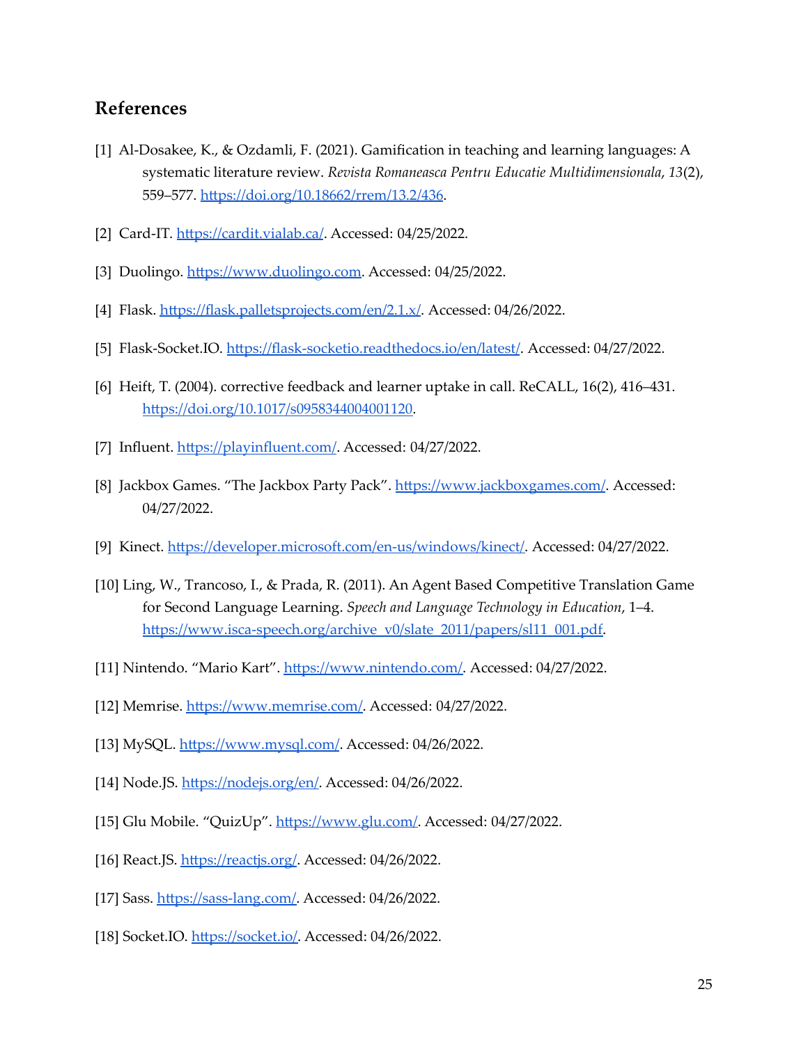## References

[1] Al-Dosakee, K., & Ozdamli, F. (2021). Gamification in teaching and learning languages: A systematic literature review. *Revista Romaneasca Pentru Educatie Multidimensionala*, *13*(2), 559–577. https://doi.org/10.18662/rrem/13.2/436.

[2] Card-IT. https://cardit.vialab.ca/. Accessed: 04/25/2022.

[3] Duolingo. https://www.duolingo.com. Accessed: 04/25/2022.

[4] Flask. https://flask.palletsprojects.com/en/2.1.x/. Accessed: 04/26/2022.

[5] Flask-Socket.IO. https://flask-socketio.readthedocs.io/en/latest/. Accessed: 04/27/2022.

[6] Heift, T. (2004). corrective feedback and learner uptake in call. ReCALL, 16(2), 416–431. https://doi.org/10.1017/s0958344004001120.

[7] Influent. https://playinfluent.com/. Accessed: 04/27/2022.

[8] Jackbox Games. “The Jackbox Party Pack”. https://www.jackboxgames.com/. Accessed: 04/27/2022.

[9] Kinect. https://developer.microsoft.com/en-us/windows/kinect/. Accessed: 04/27/2022.

[10] Ling, W., Trancoso, I., & Prada, R. (2011). An Agent Based Competitive Translation Game for Second Language Learning. *Speech and Language Technology in Education*, 1–4. https://www.isca-speech.org/archive_v0/slate_2011/papers/sl11_001.pdf.

[11] Nintendo. “Mario Kart”. https://www.nintendo.com/. Accessed: 04/27/2022.

[12] Memrise. https://www.memrise.com/. Accessed: 04/27/2022.

[13] MySQL. https://www.mysql.com/. Accessed: 04/26/2022.

[14] Node.JS. https://nodejs.org/en/. Accessed: 04/26/2022.

[15] Glu Mobile. “QuizUp”. https://www.glu.com/. Accessed: 04/27/2022.

[16] React.JS. https://reactjs.org/. Accessed: 04/26/2022.

[17] Sass. https://sass-lang.com/. Accessed: 04/26/2022.

[18] Socket.IO. https://socket.io/. Accessed: 04/26/2022.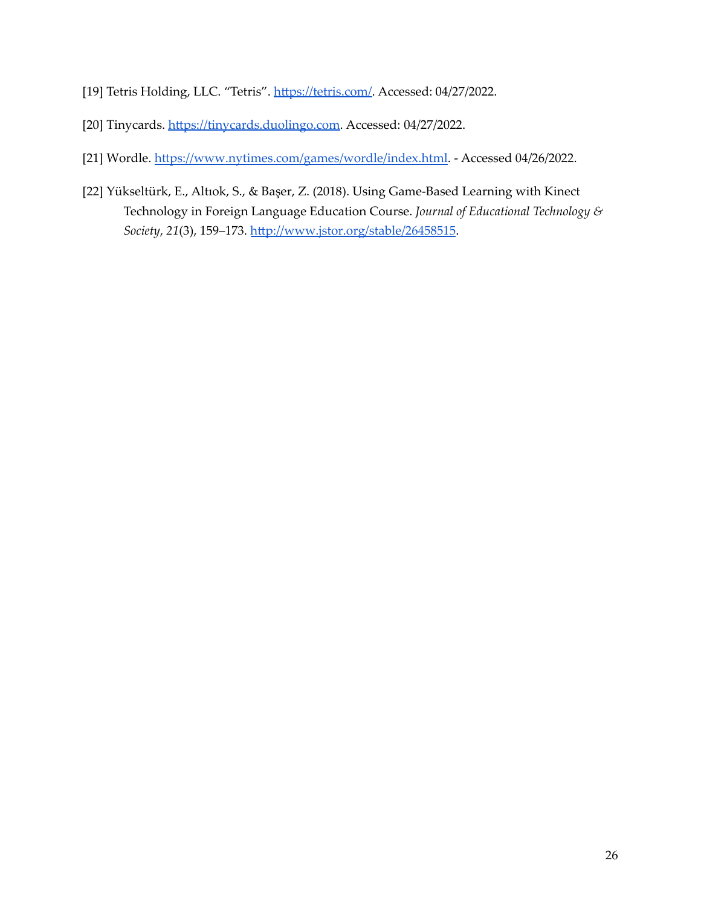[19] Tetris Holding, LLC. “Tetris”. https://tetris.com/. Accessed: 04/27/2022.

[20] Tinycards. https://tinycards.duolingo.com. Accessed: 04/27/2022.

[21] Wordle. https://www.nytimes.com/games/wordle/index.html. - Accessed 04/26/2022.

[22] Yükseltürk, E., Altıok, S., & Başer, Z. (2018). Using Game-Based Learning with Kinect Technology in Foreign Language Education Course. *Journal of Educational Technology & Society*, *21*(3), 159–173. http://www.jstor.org/stable/26458515.